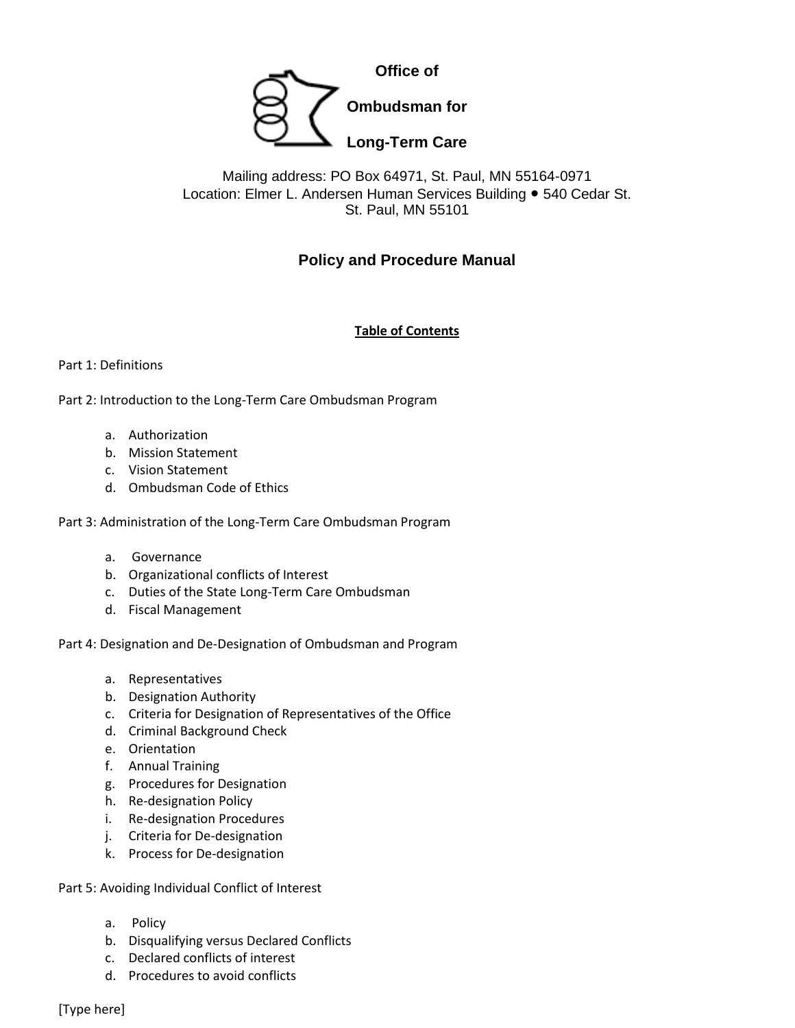**Office of**

**Ombudsman for**

**Long-Term Care**

Mailing address: PO Box 64971, St. Paul, MN 55164-0971
Location: Elmer L. Andersen Human Services Building • 540 Cedar St.
St. Paul, MN 55101

# Policy and Procedure Manual

## Table of Contents

Part 1: Definitions

Part 2: Introduction to the Long-Term Care Ombudsman Program

a. Authorization
b. Mission Statement
c. Vision Statement
d. Ombudsman Code of Ethics

Part 3: Administration of the Long-Term Care Ombudsman Program

a. Governance
b. Organizational conflicts of Interest
c. Duties of the State Long-Term Care Ombudsman
d. Fiscal Management

Part 4: Designation and De-Designation of Ombudsman and Program

a. Representatives
b. Designation Authority
c. Criteria for Designation of Representatives of the Office
d. Criminal Background Check
e. Orientation
f. Annual Training
g. Procedures for Designation
h. Re-designation Policy
i. Re-designation Procedures
j. Criteria for De-designation
k. Process for De-designation

Part 5: Avoiding Individual Conflict of Interest

a. Policy
b. Disqualifying versus Declared Conflicts
c. Declared conflicts of interest
d. Procedures to avoid conflicts

[Type here]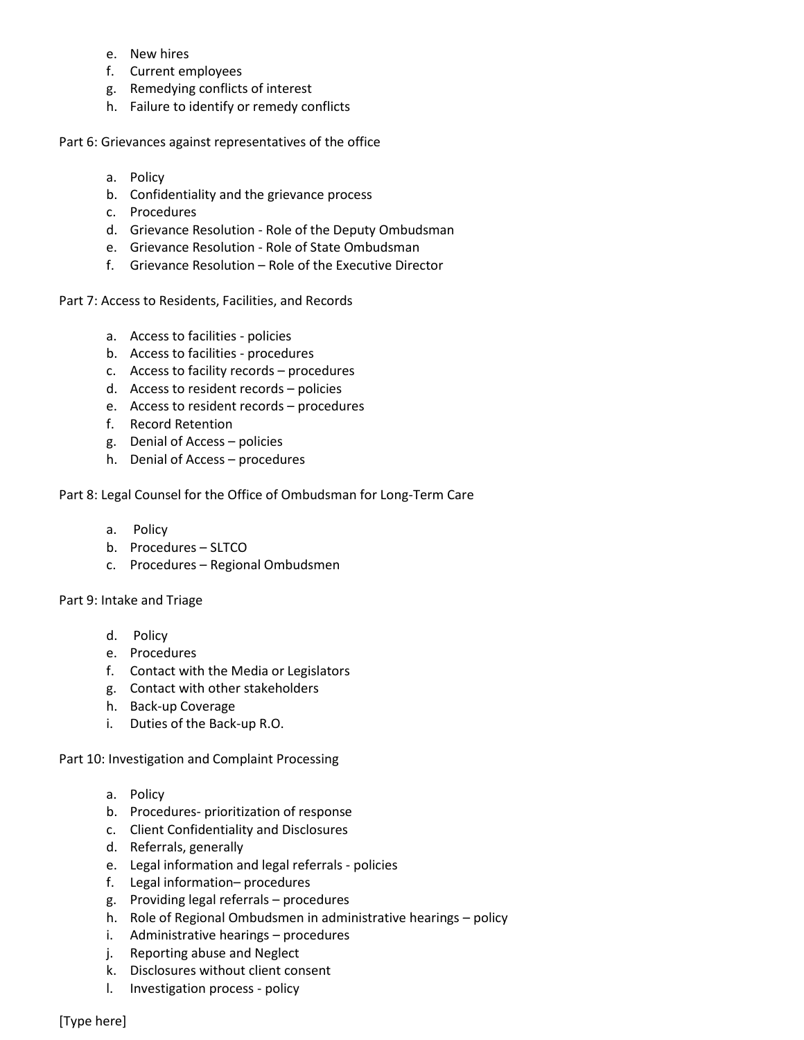e. New hires
f. Current employees
g. Remedying conflicts of interest
h. Failure to identify or remedy conflicts

Part 6: Grievances against representatives of the office

a. Policy
b. Confidentiality and the grievance process
c. Procedures
d. Grievance Resolution - Role of the Deputy Ombudsman
e. Grievance Resolution - Role of State Ombudsman
f. Grievance Resolution – Role of the Executive Director

Part 7: Access to Residents, Facilities, and Records

a. Access to facilities - policies
b. Access to facilities - procedures
c. Access to facility records – procedures
d. Access to resident records – policies
e. Access to resident records – procedures
f. Record Retention
g. Denial of Access – policies
h. Denial of Access – procedures

Part 8: Legal Counsel for the Office of Ombudsman for Long-Term Care

a. Policy
b. Procedures – SLTCO
c. Procedures – Regional Ombudsmen

Part 9: Intake and Triage

d. Policy
e. Procedures
f. Contact with the Media or Legislators
g. Contact with other stakeholders
h. Back-up Coverage
i. Duties of the Back-up R.O.

Part 10: Investigation and Complaint Processing

a. Policy
b. Procedures- prioritization of response
c. Client Confidentiality and Disclosures
d. Referrals, generally
e. Legal information and legal referrals - policies
f. Legal information– procedures
g. Providing legal referrals – procedures
h. Role of Regional Ombudsmen in administrative hearings – policy
i. Administrative hearings – procedures
j. Reporting abuse and Neglect
k. Disclosures without client consent
l. Investigation process - policy

[Type here]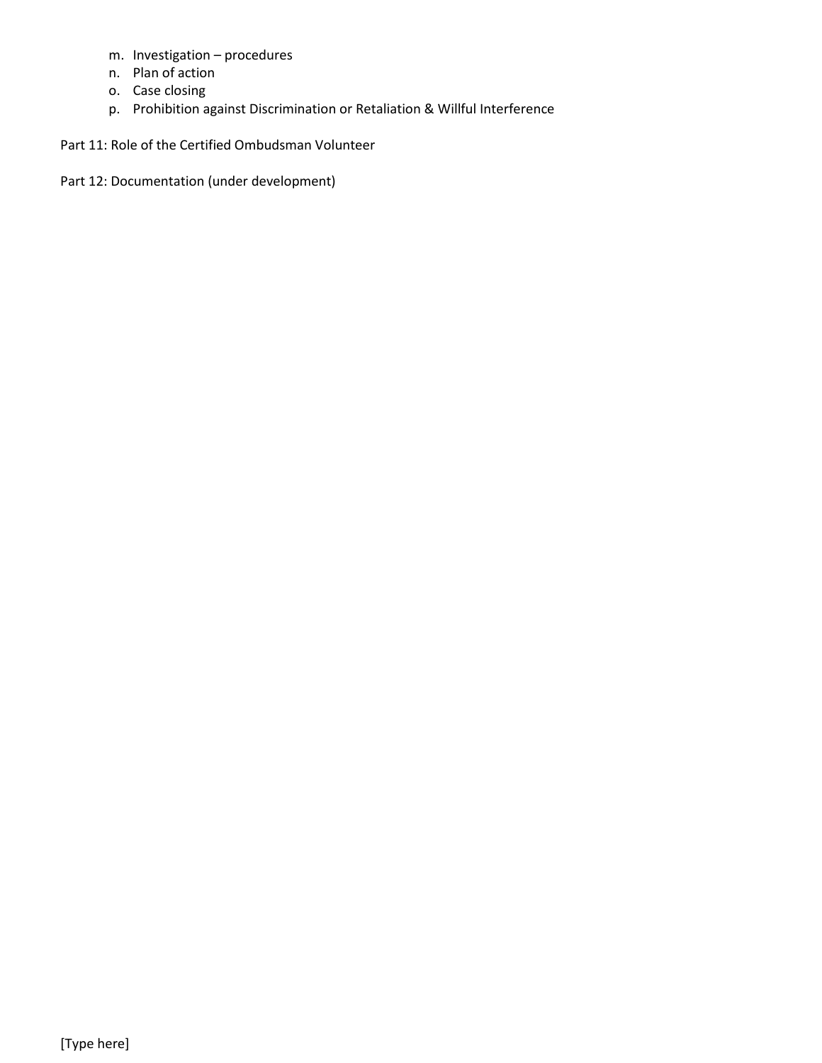m. Investigation – procedures
n. Plan of action
o. Case closing
p. Prohibition against Discrimination or Retaliation & Willful Interference

Part 11: Role of the Certified Ombudsman Volunteer

Part 12: Documentation (under development)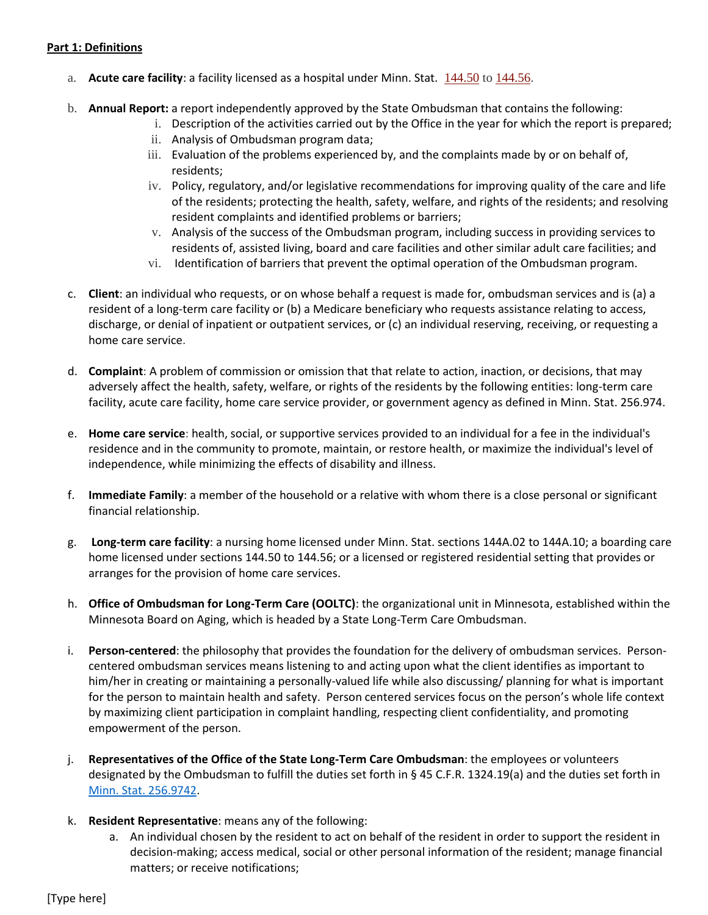**Part 1: Definitions**

a. **Acute care facility**: a facility licensed as a hospital under Minn. Stat. 144.50 to 144.56.

b. **Annual Report:** a report independently approved by the State Ombudsman that contains the following:
   i. Description of the activities carried out by the Office in the year for which the report is prepared;
   ii. Analysis of Ombudsman program data;
   iii. Evaluation of the problems experienced by, and the complaints made by or on behalf of, residents;
   iv. Policy, regulatory, and/or legislative recommendations for improving quality of the care and life of the residents; protecting the health, safety, welfare, and rights of the residents; and resolving resident complaints and identified problems or barriers;
   v. Analysis of the success of the Ombudsman program, including success in providing services to residents of, assisted living, board and care facilities and other similar adult care facilities; and
   vi. Identification of barriers that prevent the optimal operation of the Ombudsman program.

c. **Client**: an individual who requests, or on whose behalf a request is made for, ombudsman services and is (a) a resident of a long-term care facility or (b) a Medicare beneficiary who requests assistance relating to access, discharge, or denial of inpatient or outpatient services, or (c) an individual reserving, receiving, or requesting a home care service.

d. **Complaint**: A problem of commission or omission that that relate to action, inaction, or decisions, that may adversely affect the health, safety, welfare, or rights of the residents by the following entities: long-term care facility, acute care facility, home care service provider, or government agency as defined in Minn. Stat. 256.974.

e. **Home care service**: health, social, or supportive services provided to an individual for a fee in the individual's residence and in the community to promote, maintain, or restore health, or maximize the individual's level of independence, while minimizing the effects of disability and illness.

f. **Immediate Family**: a member of the household or a relative with whom there is a close personal or significant financial relationship.

g. **Long-term care facility**: a nursing home licensed under Minn. Stat. sections 144A.02 to 144A.10; a boarding care home licensed under sections 144.50 to 144.56; or a licensed or registered residential setting that provides or arranges for the provision of home care services.

h. **Office of Ombudsman for Long-Term Care (OOLTC)**: the organizational unit in Minnesota, established within the Minnesota Board on Aging, which is headed by a State Long-Term Care Ombudsman.

i. **Person-centered**: the philosophy that provides the foundation for the delivery of ombudsman services. Person-centered ombudsman services means listening to and acting upon what the client identifies as important to him/her in creating or maintaining a personally-valued life while also discussing/ planning for what is important for the person to maintain health and safety. Person centered services focus on the person's whole life context by maximizing client participation in complaint handling, respecting client confidentiality, and promoting empowerment of the person.

j. **Representatives of the Office of the State Long-Term Care Ombudsman**: the employees or volunteers designated by the Ombudsman to fulfill the duties set forth in § 45 C.F.R. 1324.19(a) and the duties set forth in Minn. Stat. 256.9742.

k. **Resident Representative**: means any of the following:
   a. An individual chosen by the resident to act on behalf of the resident in order to support the resident in decision-making; access medical, social or other personal information of the resident; manage financial matters; or receive notifications;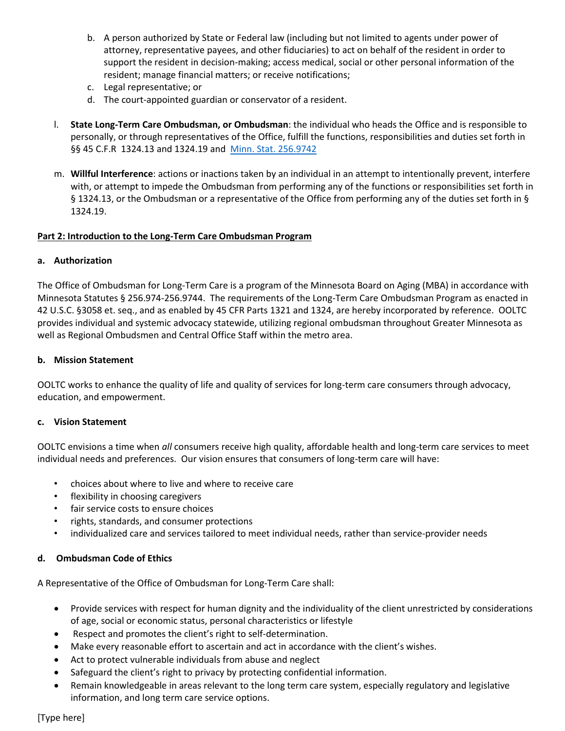b. A person authorized by State or Federal law (including but not limited to agents under power of attorney, representative payees, and other fiduciaries) to act on behalf of the resident in order to support the resident in decision-making; access medical, social or other personal information of the resident; manage financial matters; or receive notifications;
c. Legal representative; or
d. The court-appointed guardian or conservator of a resident.

l. **State Long-Term Care Ombudsman, or Ombudsman**: the individual who heads the Office and is responsible to personally, or through representatives of the Office, fulfill the functions, responsibilities and duties set forth in §§ 45 C.F.R 1324.13 and 1324.19 and [Minn. Stat. 256.9742](Minn. Stat. 256.9742)

m. **Willful Interference**: actions or inactions taken by an individual in an attempt to intentionally prevent, interfere with, or attempt to impede the Ombudsman from performing any of the functions or responsibilities set forth in § 1324.13, or the Ombudsman or a representative of the Office from performing any of the duties set forth in § 1324.19.

## Part 2: Introduction to the Long-Term Care Ombudsman Program

### a. Authorization

The Office of Ombudsman for Long-Term Care is a program of the Minnesota Board on Aging (MBA) in accordance with Minnesota Statutes § 256.974-256.9744. The requirements of the Long-Term Care Ombudsman Program as enacted in 42 U.S.C. §3058 et. seq., and as enabled by 45 CFR Parts 1321 and 1324, are hereby incorporated by reference. OOLTC provides individual and systemic advocacy statewide, utilizing regional ombudsman throughout Greater Minnesota as well as Regional Ombudsmen and Central Office Staff within the metro area.

### b. Mission Statement

OOLTC works to enhance the quality of life and quality of services for long-term care consumers through advocacy, education, and empowerment.

### c. Vision Statement

OOLTC envisions a time when *all* consumers receive high quality, affordable health and long-term care services to meet individual needs and preferences. Our vision ensures that consumers of long-term care will have:

- choices about where to live and where to receive care
- flexibility in choosing caregivers
- fair service costs to ensure choices
- rights, standards, and consumer protections
- individualized care and services tailored to meet individual needs, rather than service-provider needs

### d. Ombudsman Code of Ethics

A Representative of the Office of Ombudsman for Long-Term Care shall:

- Provide services with respect for human dignity and the individuality of the client unrestricted by considerations of age, social or economic status, personal characteristics or lifestyle
- Respect and promotes the client's right to self-determination.
- Make every reasonable effort to ascertain and act in accordance with the client's wishes.
- Act to protect vulnerable individuals from abuse and neglect
- Safeguard the client's right to privacy by protecting confidential information.
- Remain knowledgeable in areas relevant to the long term care system, especially regulatory and legislative information, and long term care service options.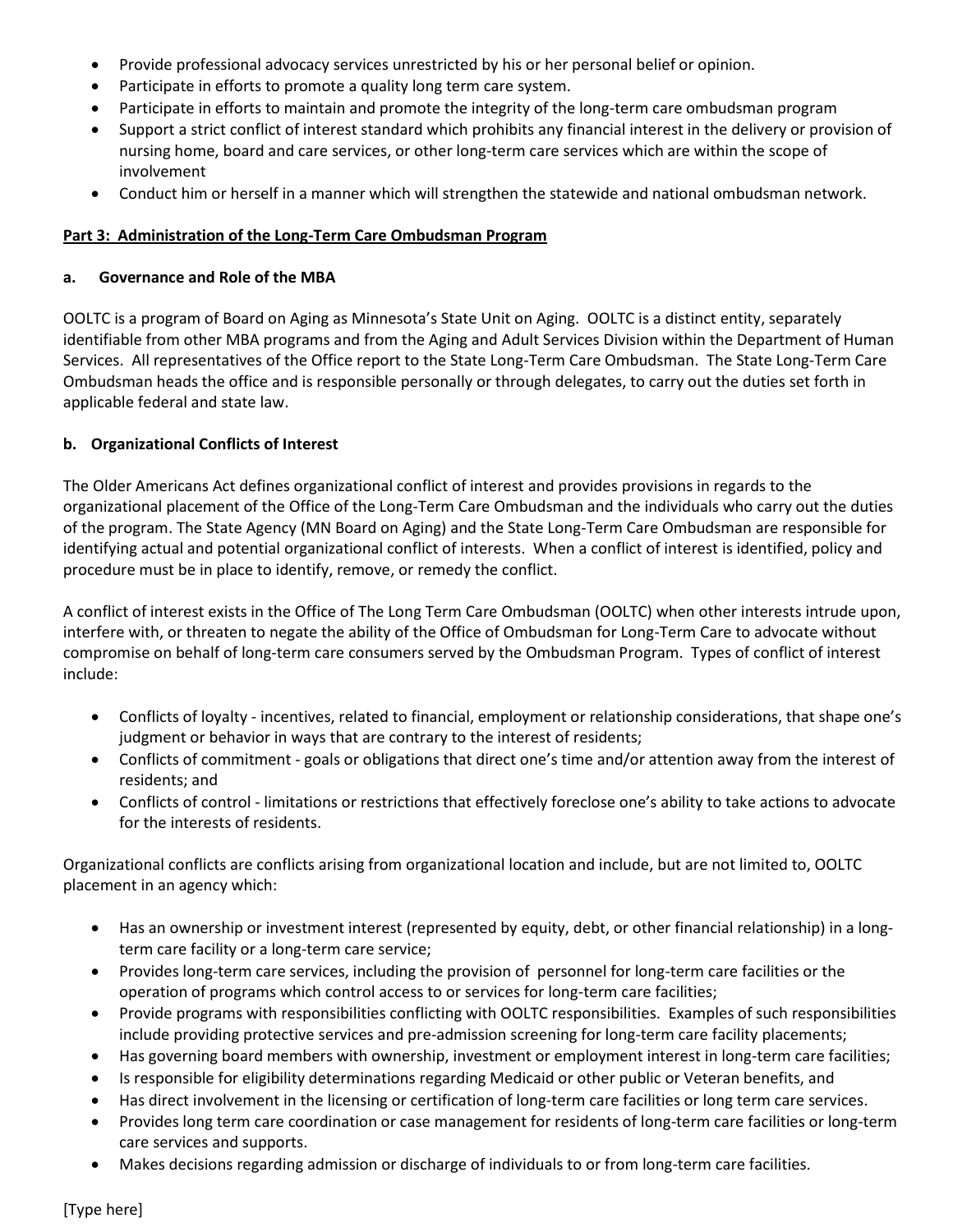- Provide professional advocacy services unrestricted by his or her personal belief or opinion.
- Participate in efforts to promote a quality long term care system.
- Participate in efforts to maintain and promote the integrity of the long-term care ombudsman program
- Support a strict conflict of interest standard which prohibits any financial interest in the delivery or provision of nursing home, board and care services, or other long-term care services which are within the scope of involvement
- Conduct him or herself in a manner which will strengthen the statewide and national ombudsman network.

## Part 3: Administration of the Long-Term Care Ombudsman Program

### a. Governance and Role of the MBA

OOLTC is a program of Board on Aging as Minnesota's State Unit on Aging. OOLTC is a distinct entity, separately identifiable from other MBA programs and from the Aging and Adult Services Division within the Department of Human Services. All representatives of the Office report to the State Long-Term Care Ombudsman. The State Long-Term Care Ombudsman heads the office and is responsible personally or through delegates, to carry out the duties set forth in applicable federal and state law.

### b. Organizational Conflicts of Interest

The Older Americans Act defines organizational conflict of interest and provides provisions in regards to the organizational placement of the Office of the Long-Term Care Ombudsman and the individuals who carry out the duties of the program. The State Agency (MN Board on Aging) and the State Long-Term Care Ombudsman are responsible for identifying actual and potential organizational conflict of interests. When a conflict of interest is identified, policy and procedure must be in place to identify, remove, or remedy the conflict.

A conflict of interest exists in the Office of The Long Term Care Ombudsman (OOLTC) when other interests intrude upon, interfere with, or threaten to negate the ability of the Office of Ombudsman for Long-Term Care to advocate without compromise on behalf of long-term care consumers served by the Ombudsman Program. Types of conflict of interest include:

- Conflicts of loyalty - incentives, related to financial, employment or relationship considerations, that shape one's judgment or behavior in ways that are contrary to the interest of residents;
- Conflicts of commitment - goals or obligations that direct one's time and/or attention away from the interest of residents; and
- Conflicts of control - limitations or restrictions that effectively foreclose one's ability to take actions to advocate for the interests of residents.

Organizational conflicts are conflicts arising from organizational location and include, but are not limited to, OOLTC placement in an agency which:

- Has an ownership or investment interest (represented by equity, debt, or other financial relationship) in a long-term care facility or a long-term care service;
- Provides long-term care services, including the provision of personnel for long-term care facilities or the operation of programs which control access to or services for long-term care facilities;
- Provide programs with responsibilities conflicting with OOLTC responsibilities. Examples of such responsibilities include providing protective services and pre-admission screening for long-term care facility placements;
- Has governing board members with ownership, investment or employment interest in long-term care facilities;
- Is responsible for eligibility determinations regarding Medicaid or other public or Veteran benefits, and
- Has direct involvement in the licensing or certification of long-term care facilities or long term care services.
- Provides long term care coordination or case management for residents of long-term care facilities or long-term care services and supports.
- Makes decisions regarding admission or discharge of individuals to or from long-term care facilities.

[Type here]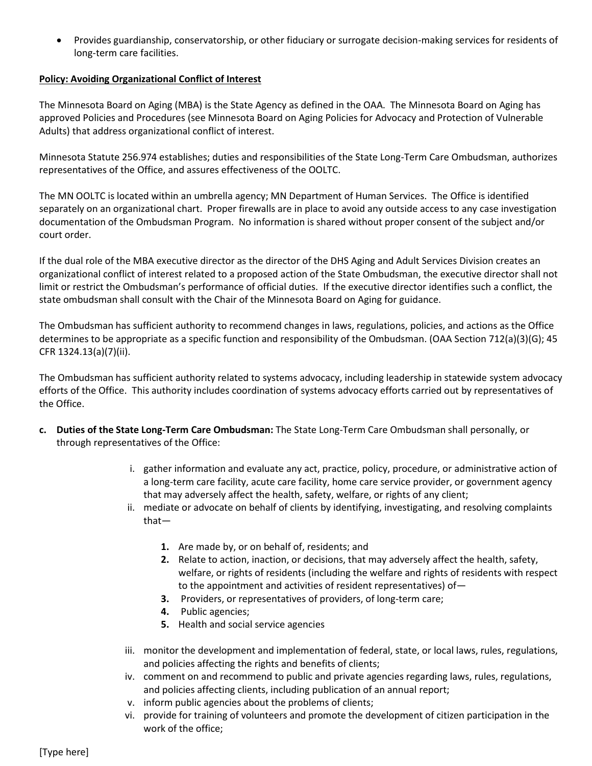- Provides guardianship, conservatorship, or other fiduciary or surrogate decision-making services for residents of long-term care facilities.

**Policy: Avoiding Organizational Conflict of Interest**

The Minnesota Board on Aging (MBA) is the State Agency as defined in the OAA. The Minnesota Board on Aging has approved Policies and Procedures (see Minnesota Board on Aging Policies for Advocacy and Protection of Vulnerable Adults) that address organizational conflict of interest.

Minnesota Statute 256.974 establishes; duties and responsibilities of the State Long-Term Care Ombudsman, authorizes representatives of the Office, and assures effectiveness of the OOLTC.

The MN OOLTC is located within an umbrella agency; MN Department of Human Services. The Office is identified separately on an organizational chart. Proper firewalls are in place to avoid any outside access to any case investigation documentation of the Ombudsman Program. No information is shared without proper consent of the subject and/or court order.

If the dual role of the MBA executive director as the director of the DHS Aging and Adult Services Division creates an organizational conflict of interest related to a proposed action of the State Ombudsman, the executive director shall not limit or restrict the Ombudsman's performance of official duties. If the executive director identifies such a conflict, the state ombudsman shall consult with the Chair of the Minnesota Board on Aging for guidance.

The Ombudsman has sufficient authority to recommend changes in laws, regulations, policies, and actions as the Office determines to be appropriate as a specific function and responsibility of the Ombudsman. (OAA Section 712(a)(3)(G); 45 CFR 1324.13(a)(7)(ii).

The Ombudsman has sufficient authority related to systems advocacy, including leadership in statewide system advocacy efforts of the Office. This authority includes coordination of systems advocacy efforts carried out by representatives of the Office.

c. **Duties of the State Long-Term Care Ombudsman:** The State Long-Term Care Ombudsman shall personally, or through representatives of the Office:

   i. gather information and evaluate any act, practice, policy, procedure, or administrative action of a long-term care facility, acute care facility, home care service provider, or government agency that may adversely affect the health, safety, welfare, or rights of any client;
   ii. mediate or advocate on behalf of clients by identifying, investigating, and resolving complaints that—
      1. Are made by, or on behalf of, residents; and
      2. Relate to action, inaction, or decisions, that may adversely affect the health, safety, welfare, or rights of residents (including the welfare and rights of residents with respect to the appointment and activities of resident representatives) of—
      3. Providers, or representatives of providers, of long-term care;
      4. Public agencies;
      5. Health and social service agencies
   iii. monitor the development and implementation of federal, state, or local laws, rules, regulations, and policies affecting the rights and benefits of clients;
   iv. comment on and recommend to public and private agencies regarding laws, rules, regulations, and policies affecting clients, including publication of an annual report;
   v. inform public agencies about the problems of clients;
   vi. provide for training of volunteers and promote the development of citizen participation in the work of the office;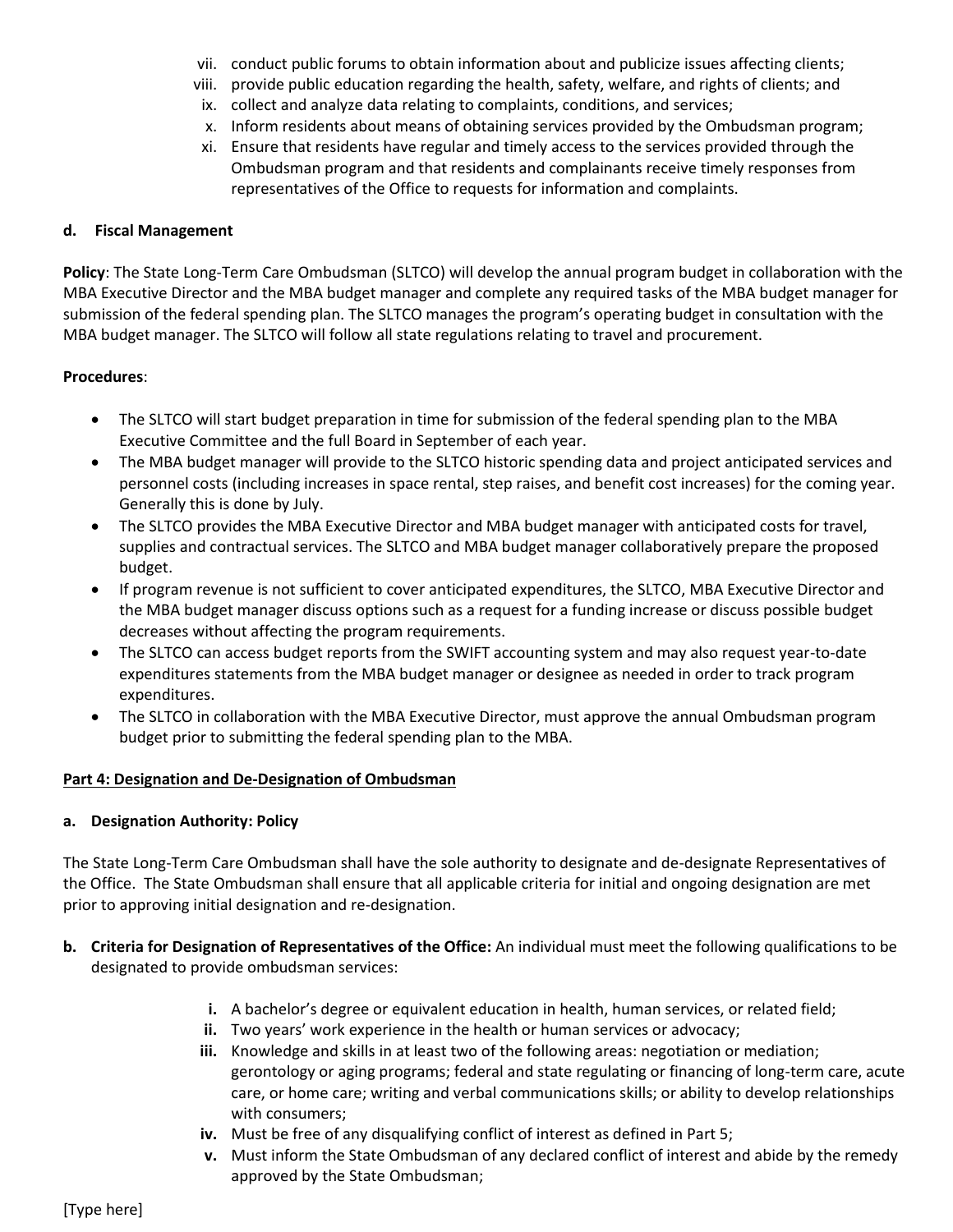vii. conduct public forums to obtain information about and publicize issues affecting clients;
viii. provide public education regarding the health, safety, welfare, and rights of clients; and
ix. collect and analyze data relating to complaints, conditions, and services;
x. Inform residents about means of obtaining services provided by the Ombudsman program;
xi. Ensure that residents have regular and timely access to the services provided through the Ombudsman program and that residents and complainants receive timely responses from representatives of the Office to requests for information and complaints.

**d. Fiscal Management**

**Policy**: The State Long-Term Care Ombudsman (SLTCO) will develop the annual program budget in collaboration with the MBA Executive Director and the MBA budget manager and complete any required tasks of the MBA budget manager for submission of the federal spending plan. The SLTCO manages the program's operating budget in consultation with the MBA budget manager. The SLTCO will follow all state regulations relating to travel and procurement.

**Procedures**:

- The SLTCO will start budget preparation in time for submission of the federal spending plan to the MBA Executive Committee and the full Board in September of each year.
- The MBA budget manager will provide to the SLTCO historic spending data and project anticipated services and personnel costs (including increases in space rental, step raises, and benefit cost increases) for the coming year. Generally this is done by July.
- The SLTCO provides the MBA Executive Director and MBA budget manager with anticipated costs for travel, supplies and contractual services. The SLTCO and MBA budget manager collaboratively prepare the proposed budget.
- If program revenue is not sufficient to cover anticipated expenditures, the SLTCO, MBA Executive Director and the MBA budget manager discuss options such as a request for a funding increase or discuss possible budget decreases without affecting the program requirements.
- The SLTCO can access budget reports from the SWIFT accounting system and may also request year-to-date expenditures statements from the MBA budget manager or designee as needed in order to track program expenditures.
- The SLTCO in collaboration with the MBA Executive Director, must approve the annual Ombudsman program budget prior to submitting the federal spending plan to the MBA.

**Part 4: Designation and De-Designation of Ombudsman**

**a. Designation Authority: Policy**

The State Long-Term Care Ombudsman shall have the sole authority to designate and de-designate Representatives of the Office. The State Ombudsman shall ensure that all applicable criteria for initial and ongoing designation are met prior to approving initial designation and re-designation.

**b. Criteria for Designation of Representatives of the Office:** An individual must meet the following qualifications to be designated to provide ombudsman services:

**i.** A bachelor's degree or equivalent education in health, human services, or related field;
**ii.** Two years' work experience in the health or human services or advocacy;
**iii.** Knowledge and skills in at least two of the following areas: negotiation or mediation; gerontology or aging programs; federal and state regulating or financing of long-term care, acute care, or home care; writing and verbal communications skills; or ability to develop relationships with consumers;
**iv.** Must be free of any disqualifying conflict of interest as defined in Part 5;
**v.** Must inform the State Ombudsman of any declared conflict of interest and abide by the remedy approved by the State Ombudsman;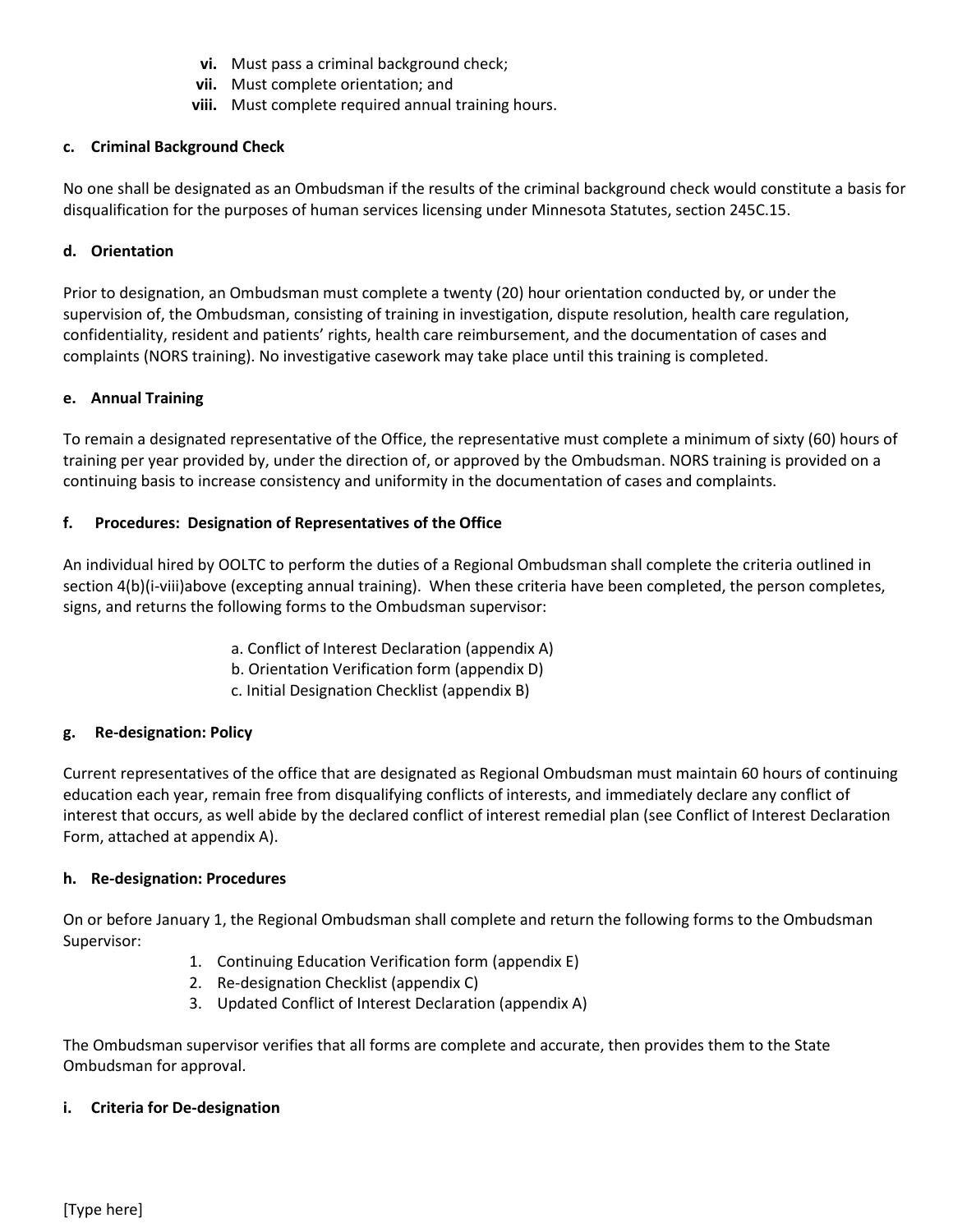vi. Must pass a criminal background check;
vii. Must complete orientation; and
viii. Must complete required annual training hours.

**c. Criminal Background Check**

No one shall be designated as an Ombudsman if the results of the criminal background check would constitute a basis for disqualification for the purposes of human services licensing under Minnesota Statutes, section 245C.15.

**d. Orientation**

Prior to designation, an Ombudsman must complete a twenty (20) hour orientation conducted by, or under the supervision of, the Ombudsman, consisting of training in investigation, dispute resolution, health care regulation, confidentiality, resident and patients' rights, health care reimbursement, and the documentation of cases and complaints (NORS training). No investigative casework may take place until this training is completed.

**e. Annual Training**

To remain a designated representative of the Office, the representative must complete a minimum of sixty (60) hours of training per year provided by, under the direction of, or approved by the Ombudsman. NORS training is provided on a continuing basis to increase consistency and uniformity in the documentation of cases and complaints.

**f. Procedures: Designation of Representatives of the Office**

An individual hired by OOLTC to perform the duties of a Regional Ombudsman shall complete the criteria outlined in section 4(b)(i-viii)above (excepting annual training). When these criteria have been completed, the person completes, signs, and returns the following forms to the Ombudsman supervisor:

a. Conflict of Interest Declaration (appendix A)
b. Orientation Verification form (appendix D)
c. Initial Designation Checklist (appendix B)

**g. Re-designation: Policy**

Current representatives of the office that are designated as Regional Ombudsman must maintain 60 hours of continuing education each year, remain free from disqualifying conflicts of interests, and immediately declare any conflict of interest that occurs, as well abide by the declared conflict of interest remedial plan (see Conflict of Interest Declaration Form, attached at appendix A).

**h. Re-designation: Procedures**

On or before January 1, the Regional Ombudsman shall complete and return the following forms to the Ombudsman Supervisor:

1. Continuing Education Verification form (appendix E)
2. Re-designation Checklist (appendix C)
3. Updated Conflict of Interest Declaration (appendix A)

The Ombudsman supervisor verifies that all forms are complete and accurate, then provides them to the State Ombudsman for approval.

**i. Criteria for De-designation**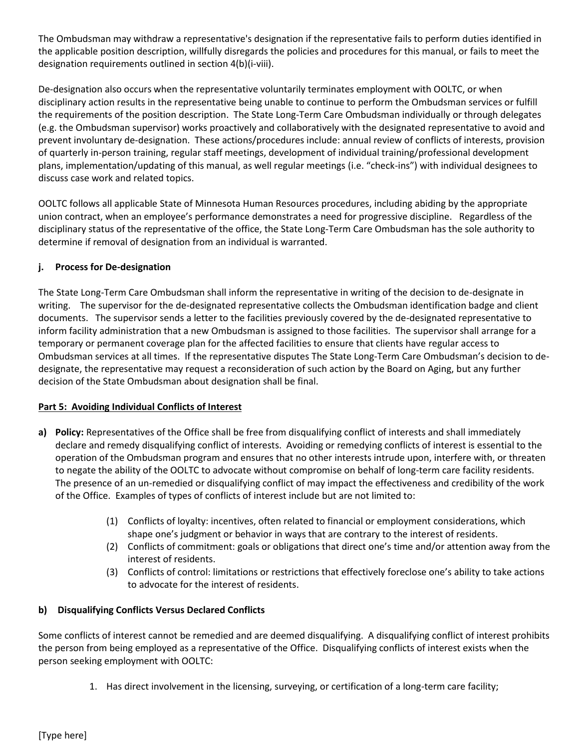The Ombudsman may withdraw a representative's designation if the representative fails to perform duties identified in the applicable position description, willfully disregards the policies and procedures for this manual, or fails to meet the designation requirements outlined in section 4(b)(i-viii).

De-designation also occurs when the representative voluntarily terminates employment with OOLTC, or when disciplinary action results in the representative being unable to continue to perform the Ombudsman services or fulfill the requirements of the position description. The State Long-Term Care Ombudsman individually or through delegates (e.g. the Ombudsman supervisor) works proactively and collaboratively with the designated representative to avoid and prevent involuntary de-designation. These actions/procedures include: annual review of conflicts of interests, provision of quarterly in-person training, regular staff meetings, development of individual training/professional development plans, implementation/updating of this manual, as well regular meetings (i.e. "check-ins") with individual designees to discuss case work and related topics.

OOLTC follows all applicable State of Minnesota Human Resources procedures, including abiding by the appropriate union contract, when an employee's performance demonstrates a need for progressive discipline. Regardless of the disciplinary status of the representative of the office, the State Long-Term Care Ombudsman has the sole authority to determine if removal of designation from an individual is warranted.

#### j. Process for De-designation

The State Long-Term Care Ombudsman shall inform the representative in writing of the decision to de-designate in writing. The supervisor for the de-designated representative collects the Ombudsman identification badge and client documents. The supervisor sends a letter to the facilities previously covered by the de-designated representative to inform facility administration that a new Ombudsman is assigned to those facilities. The supervisor shall arrange for a temporary or permanent coverage plan for the affected facilities to ensure that clients have regular access to Ombudsman services at all times. If the representative disputes The State Long-Term Care Ombudsman's decision to de-designate, the representative may request a reconsideration of such action by the Board on Aging, but any further decision of the State Ombudsman about designation shall be final.

### Part 5: Avoiding Individual Conflicts of Interest

**a) Policy:** Representatives of the Office shall be free from disqualifying conflict of interests and shall immediately declare and remedy disqualifying conflict of interests. Avoiding or remedying conflicts of interest is essential to the operation of the Ombudsman program and ensures that no other interests intrude upon, interfere with, or threaten to negate the ability of the OOLTC to advocate without compromise on behalf of long-term care facility residents. The presence of an un-remedied or disqualifying conflict of may impact the effectiveness and credibility of the work of the Office. Examples of types of conflicts of interest include but are not limited to:

(1) Conflicts of loyalty: incentives, often related to financial or employment considerations, which shape one's judgment or behavior in ways that are contrary to the interest of residents.
(2) Conflicts of commitment: goals or obligations that direct one's time and/or attention away from the interest of residents.
(3) Conflicts of control: limitations or restrictions that effectively foreclose one's ability to take actions to advocate for the interest of residents.

#### b) Disqualifying Conflicts Versus Declared Conflicts

Some conflicts of interest cannot be remedied and are deemed disqualifying. A disqualifying conflict of interest prohibits the person from being employed as a representative of the Office. Disqualifying conflicts of interest exists when the person seeking employment with OOLTC:

1. Has direct involvement in the licensing, surveying, or certification of a long-term care facility;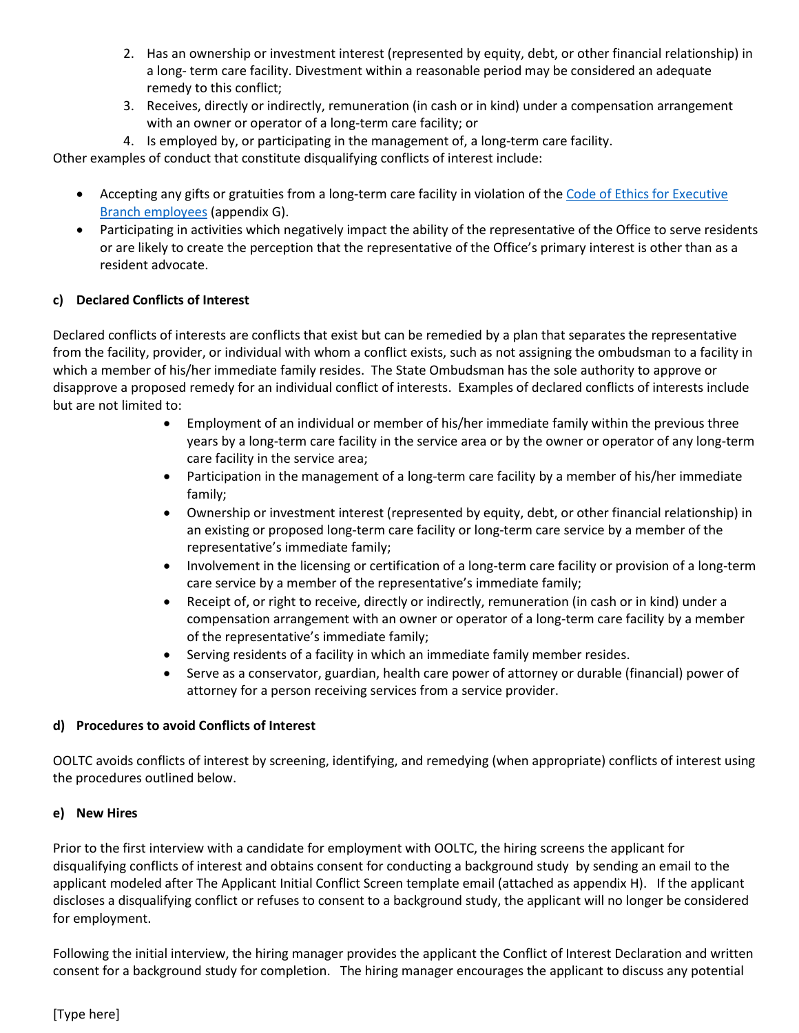2. Has an ownership or investment interest (represented by equity, debt, or other financial relationship) in a long- term care facility. Divestment within a reasonable period may be considered an adequate remedy to this conflict;
3. Receives, directly or indirectly, remuneration (in cash or in kind) under a compensation arrangement with an owner or operator of a long-term care facility; or
4. Is employed by, or participating in the management of, a long-term care facility.

Other examples of conduct that constitute disqualifying conflicts of interest include:

- Accepting any gifts or gratuities from a long-term care facility in violation of the Code of Ethics for Executive Branch employees (appendix G).
- Participating in activities which negatively impact the ability of the representative of the Office to serve residents or are likely to create the perception that the representative of the Office's primary interest is other than as a resident advocate.

**c) Declared Conflicts of Interest**

Declared conflicts of interests are conflicts that exist but can be remedied by a plan that separates the representative from the facility, provider, or individual with whom a conflict exists, such as not assigning the ombudsman to a facility in which a member of his/her immediate family resides. The State Ombudsman has the sole authority to approve or disapprove a proposed remedy for an individual conflict of interests. Examples of declared conflicts of interests include but are not limited to:

- Employment of an individual or member of his/her immediate family within the previous three years by a long-term care facility in the service area or by the owner or operator of any long-term care facility in the service area;
- Participation in the management of a long-term care facility by a member of his/her immediate family;
- Ownership or investment interest (represented by equity, debt, or other financial relationship) in an existing or proposed long-term care facility or long-term care service by a member of the representative's immediate family;
- Involvement in the licensing or certification of a long-term care facility or provision of a long-term care service by a member of the representative's immediate family;
- Receipt of, or right to receive, directly or indirectly, remuneration (in cash or in kind) under a compensation arrangement with an owner or operator of a long-term care facility by a member of the representative's immediate family;
- Serving residents of a facility in which an immediate family member resides.
- Serve as a conservator, guardian, health care power of attorney or durable (financial) power of attorney for a person receiving services from a service provider.

**d) Procedures to avoid Conflicts of Interest**

OOLTC avoids conflicts of interest by screening, identifying, and remedying (when appropriate) conflicts of interest using the procedures outlined below.

**e) New Hires**

Prior to the first interview with a candidate for employment with OOLTC, the hiring screens the applicant for disqualifying conflicts of interest and obtains consent for conducting a background study by sending an email to the applicant modeled after The Applicant Initial Conflict Screen template email (attached as appendix H). If the applicant discloses a disqualifying conflict or refuses to consent to a background study, the applicant will no longer be considered for employment.

Following the initial interview, the hiring manager provides the applicant the Conflict of Interest Declaration and written consent for a background study for completion. The hiring manager encourages the applicant to discuss any potential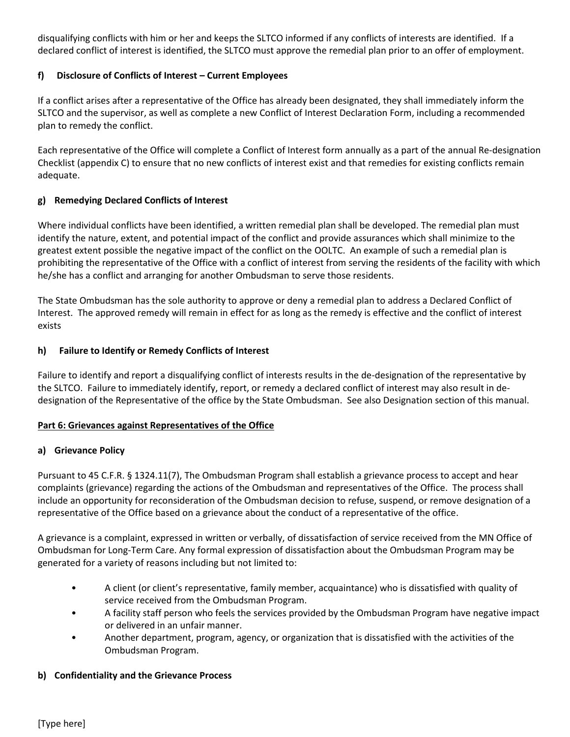disqualifying conflicts with him or her and keeps the SLTCO informed if any conflicts of interests are identified. If a declared conflict of interest is identified, the SLTCO must approve the remedial plan prior to an offer of employment.

### f) Disclosure of Conflicts of Interest – Current Employees

If a conflict arises after a representative of the Office has already been designated, they shall immediately inform the SLTCO and the supervisor, as well as complete a new Conflict of Interest Declaration Form, including a recommended plan to remedy the conflict.

Each representative of the Office will complete a Conflict of Interest form annually as a part of the annual Re-designation Checklist (appendix C) to ensure that no new conflicts of interest exist and that remedies for existing conflicts remain adequate.

### g) Remedying Declared Conflicts of Interest

Where individual conflicts have been identified, a written remedial plan shall be developed. The remedial plan must identify the nature, extent, and potential impact of the conflict and provide assurances which shall minimize to the greatest extent possible the negative impact of the conflict on the OOLTC. An example of such a remedial plan is prohibiting the representative of the Office with a conflict of interest from serving the residents of the facility with which he/she has a conflict and arranging for another Ombudsman to serve those residents.

The State Ombudsman has the sole authority to approve or deny a remedial plan to address a Declared Conflict of Interest. The approved remedy will remain in effect for as long as the remedy is effective and the conflict of interest exists

### h) Failure to Identify or Remedy Conflicts of Interest

Failure to identify and report a disqualifying conflict of interests results in the de-designation of the representative by the SLTCO. Failure to immediately identify, report, or remedy a declared conflict of interest may also result in de-designation of the Representative of the office by the State Ombudsman. See also Designation section of this manual.

## Part 6: Grievances against Representatives of the Office

### a) Grievance Policy

Pursuant to 45 C.F.R. § 1324.11(7), The Ombudsman Program shall establish a grievance process to accept and hear complaints (grievance) regarding the actions of the Ombudsman and representatives of the Office. The process shall include an opportunity for reconsideration of the Ombudsman decision to refuse, suspend, or remove designation of a representative of the Office based on a grievance about the conduct of a representative of the office.

A grievance is a complaint, expressed in written or verbally, of dissatisfaction of service received from the MN Office of Ombudsman for Long-Term Care. Any formal expression of dissatisfaction about the Ombudsman Program may be generated for a variety of reasons including but not limited to:

- A client (or client's representative, family member, acquaintance) who is dissatisfied with quality of service received from the Ombudsman Program.
- A facility staff person who feels the services provided by the Ombudsman Program have negative impact or delivered in an unfair manner.
- Another department, program, agency, or organization that is dissatisfied with the activities of the Ombudsman Program.

### b) Confidentiality and the Grievance Process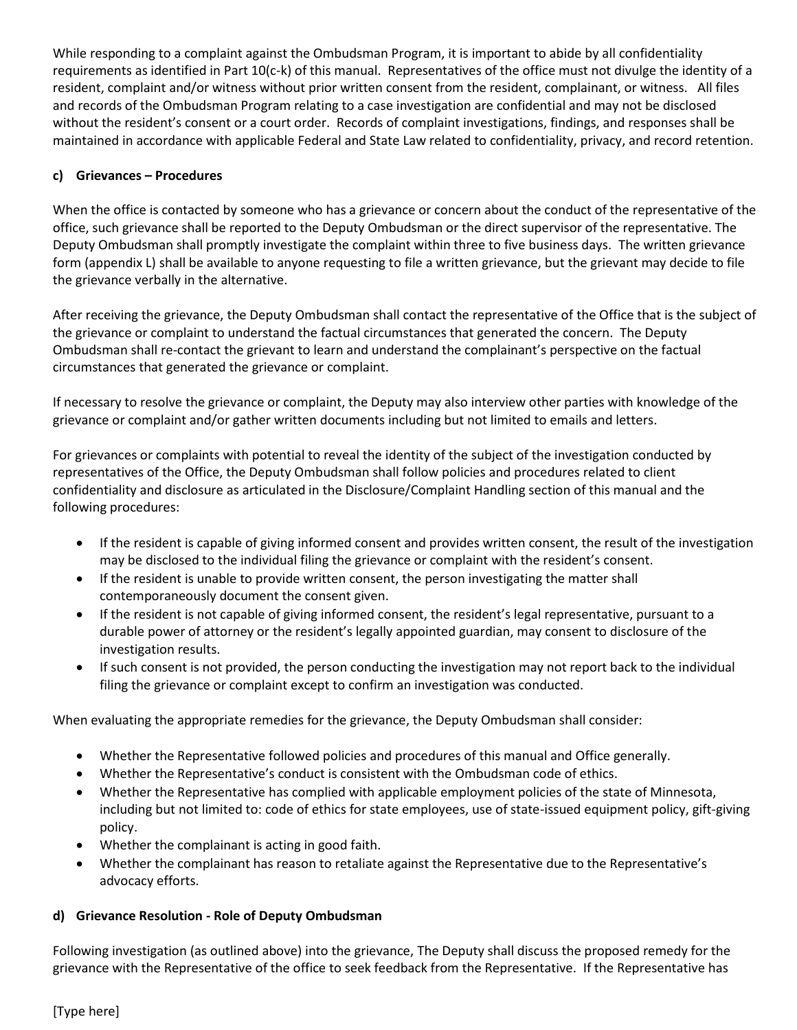While responding to a complaint against the Ombudsman Program, it is important to abide by all confidentiality requirements as identified in Part 10(c-k) of this manual. Representatives of the office must not divulge the identity of a resident, complaint and/or witness without prior written consent from the resident, complainant, or witness. All files and records of the Ombudsman Program relating to a case investigation are confidential and may not be disclosed without the resident's consent or a court order. Records of complaint investigations, findings, and responses shall be maintained in accordance with applicable Federal and State Law related to confidentiality, privacy, and record retention.

**c) Grievances – Procedures**

When the office is contacted by someone who has a grievance or concern about the conduct of the representative of the office, such grievance shall be reported to the Deputy Ombudsman or the direct supervisor of the representative. The Deputy Ombudsman shall promptly investigate the complaint within three to five business days. The written grievance form (appendix L) shall be available to anyone requesting to file a written grievance, but the grievant may decide to file the grievance verbally in the alternative.

After receiving the grievance, the Deputy Ombudsman shall contact the representative of the Office that is the subject of the grievance or complaint to understand the factual circumstances that generated the concern. The Deputy Ombudsman shall re-contact the grievant to learn and understand the complainant's perspective on the factual circumstances that generated the grievance or complaint.

If necessary to resolve the grievance or complaint, the Deputy may also interview other parties with knowledge of the grievance or complaint and/or gather written documents including but not limited to emails and letters.

For grievances or complaints with potential to reveal the identity of the subject of the investigation conducted by representatives of the Office, the Deputy Ombudsman shall follow policies and procedures related to client confidentiality and disclosure as articulated in the Disclosure/Complaint Handling section of this manual and the following procedures:

- If the resident is capable of giving informed consent and provides written consent, the result of the investigation may be disclosed to the individual filing the grievance or complaint with the resident's consent.
- If the resident is unable to provide written consent, the person investigating the matter shall contemporaneously document the consent given.
- If the resident is not capable of giving informed consent, the resident's legal representative, pursuant to a durable power of attorney or the resident's legally appointed guardian, may consent to disclosure of the investigation results.
- If such consent is not provided, the person conducting the investigation may not report back to the individual filing the grievance or complaint except to confirm an investigation was conducted.

When evaluating the appropriate remedies for the grievance, the Deputy Ombudsman shall consider:

- Whether the Representative followed policies and procedures of this manual and Office generally.
- Whether the Representative's conduct is consistent with the Ombudsman code of ethics.
- Whether the Representative has complied with applicable employment policies of the state of Minnesota, including but not limited to: code of ethics for state employees, use of state-issued equipment policy, gift-giving policy.
- Whether the complainant is acting in good faith.
- Whether the complainant has reason to retaliate against the Representative due to the Representative's advocacy efforts.

**d) Grievance Resolution - Role of Deputy Ombudsman**

Following investigation (as outlined above) into the grievance, The Deputy shall discuss the proposed remedy for the grievance with the Representative of the office to seek feedback from the Representative. If the Representative has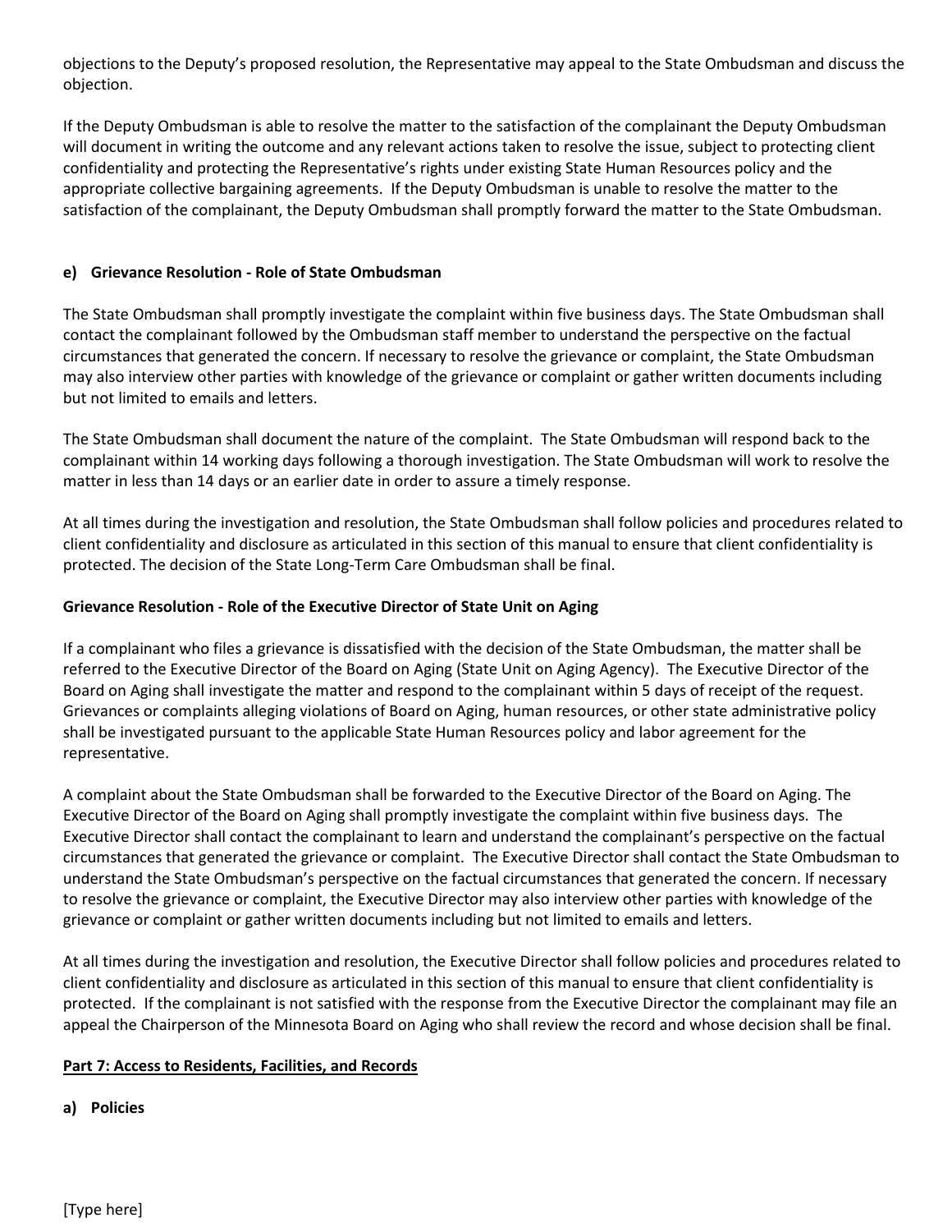objections to the Deputy's proposed resolution, the Representative may appeal to the State Ombudsman and discuss the objection.

If the Deputy Ombudsman is able to resolve the matter to the satisfaction of the complainant the Deputy Ombudsman will document in writing the outcome and any relevant actions taken to resolve the issue, subject to protecting client confidentiality and protecting the Representative's rights under existing State Human Resources policy and the appropriate collective bargaining agreements. If the Deputy Ombudsman is unable to resolve the matter to the satisfaction of the complainant, the Deputy Ombudsman shall promptly forward the matter to the State Ombudsman.

**e) Grievance Resolution - Role of State Ombudsman**

The State Ombudsman shall promptly investigate the complaint within five business days. The State Ombudsman shall contact the complainant followed by the Ombudsman staff member to understand the perspective on the factual circumstances that generated the concern. If necessary to resolve the grievance or complaint, the State Ombudsman may also interview other parties with knowledge of the grievance or complaint or gather written documents including but not limited to emails and letters.

The State Ombudsman shall document the nature of the complaint. The State Ombudsman will respond back to the complainant within 14 working days following a thorough investigation. The State Ombudsman will work to resolve the matter in less than 14 days or an earlier date in order to assure a timely response.

At all times during the investigation and resolution, the State Ombudsman shall follow policies and procedures related to client confidentiality and disclosure as articulated in this section of this manual to ensure that client confidentiality is protected. The decision of the State Long-Term Care Ombudsman shall be final.

**Grievance Resolution - Role of the Executive Director of State Unit on Aging**

If a complainant who files a grievance is dissatisfied with the decision of the State Ombudsman, the matter shall be referred to the Executive Director of the Board on Aging (State Unit on Aging Agency). The Executive Director of the Board on Aging shall investigate the matter and respond to the complainant within 5 days of receipt of the request. Grievances or complaints alleging violations of Board on Aging, human resources, or other state administrative policy shall be investigated pursuant to the applicable State Human Resources policy and labor agreement for the representative.

A complaint about the State Ombudsman shall be forwarded to the Executive Director of the Board on Aging. The Executive Director of the Board on Aging shall promptly investigate the complaint within five business days. The Executive Director shall contact the complainant to learn and understand the complainant's perspective on the factual circumstances that generated the grievance or complaint. The Executive Director shall contact the State Ombudsman to understand the State Ombudsman's perspective on the factual circumstances that generated the concern. If necessary to resolve the grievance or complaint, the Executive Director may also interview other parties with knowledge of the grievance or complaint or gather written documents including but not limited to emails and letters.

At all times during the investigation and resolution, the Executive Director shall follow policies and procedures related to client confidentiality and disclosure as articulated in this section of this manual to ensure that client confidentiality is protected. If the complainant is not satisfied with the response from the Executive Director the complainant may file an appeal the Chairperson of the Minnesota Board on Aging who shall review the record and whose decision shall be final.

**Part 7: Access to Residents, Facilities, and Records**

**a) Policies**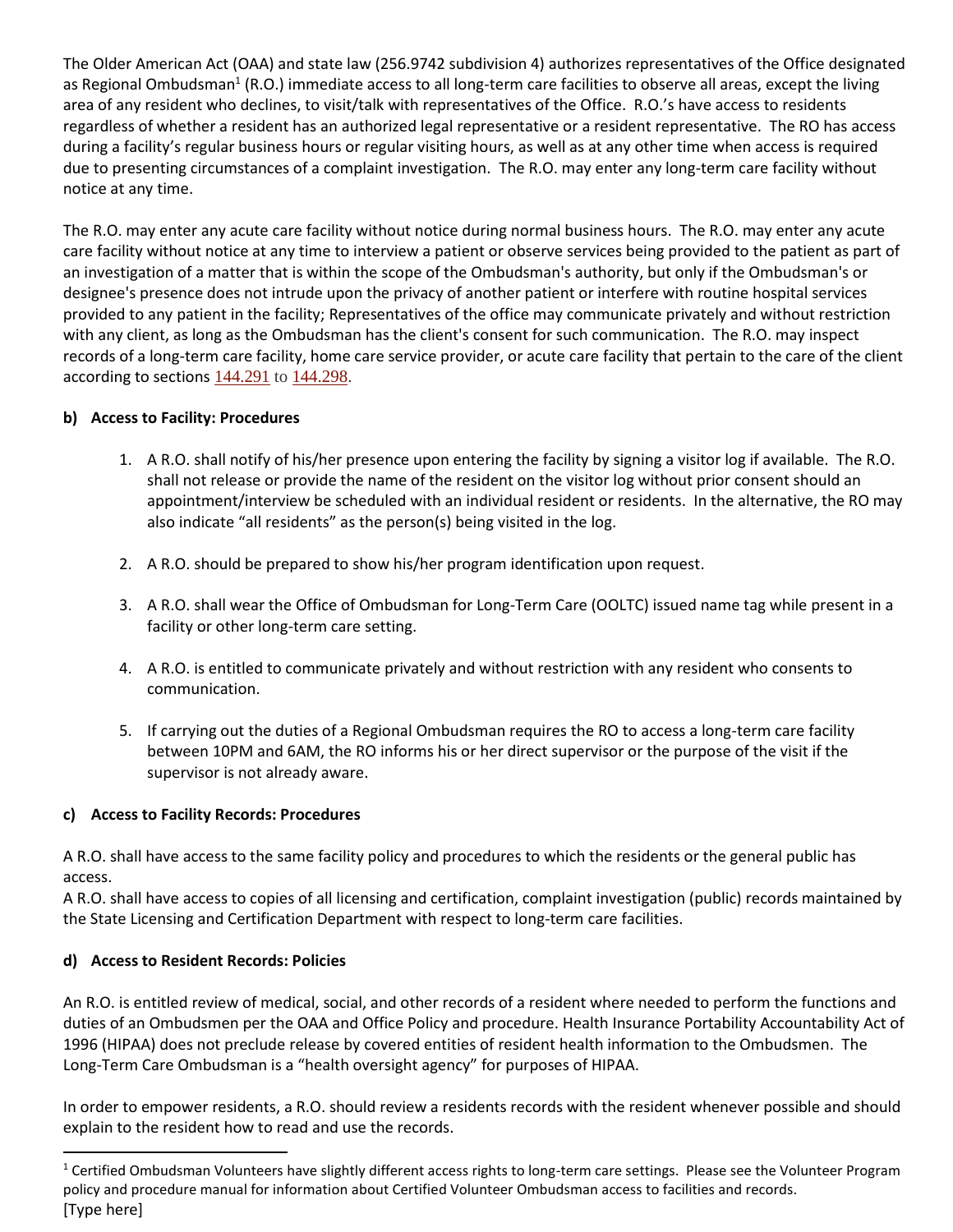The Older American Act (OAA) and state law (256.9742 subdivision 4) authorizes representatives of the Office designated as Regional Ombudsman[1] (R.O.) immediate access to all long-term care facilities to observe all areas, except the living area of any resident who declines, to visit/talk with representatives of the Office. R.O.'s have access to residents regardless of whether a resident has an authorized legal representative or a resident representative. The RO has access during a facility's regular business hours or regular visiting hours, as well as at any other time when access is required due to presenting circumstances of a complaint investigation. The R.O. may enter any long-term care facility without notice at any time.

The R.O. may enter any acute care facility without notice during normal business hours. The R.O. may enter any acute care facility without notice at any time to interview a patient or observe services being provided to the patient as part of an investigation of a matter that is within the scope of the Ombudsman's authority, but only if the Ombudsman's or designee's presence does not intrude upon the privacy of another patient or interfere with routine hospital services provided to any patient in the facility; Representatives of the office may communicate privately and without restriction with any client, as long as the Ombudsman has the client's consent for such communication. The R.O. may inspect records of a long-term care facility, home care service provider, or acute care facility that pertain to the care of the client according to sections 144.291 to 144.298.

**b) Access to Facility: Procedures**

1. A R.O. shall notify of his/her presence upon entering the facility by signing a visitor log if available. The R.O. shall not release or provide the name of the resident on the visitor log without prior consent should an appointment/interview be scheduled with an individual resident or residents. In the alternative, the RO may also indicate "all residents" as the person(s) being visited in the log.

2. A R.O. should be prepared to show his/her program identification upon request.

3. A R.O. shall wear the Office of Ombudsman for Long-Term Care (OOLTC) issued name tag while present in a facility or other long-term care setting.

4. A R.O. is entitled to communicate privately and without restriction with any resident who consents to communication.

5. If carrying out the duties of a Regional Ombudsman requires the RO to access a long-term care facility between 10PM and 6AM, the RO informs his or her direct supervisor or the purpose of the visit if the supervisor is not already aware.

**c) Access to Facility Records: Procedures**

A R.O. shall have access to the same facility policy and procedures to which the residents or the general public has access.
A R.O. shall have access to copies of all licensing and certification, complaint investigation (public) records maintained by the State Licensing and Certification Department with respect to long-term care facilities.

**d) Access to Resident Records: Policies**

An R.O. is entitled review of medical, social, and other records of a resident where needed to perform the functions and duties of an Ombudsmen per the OAA and Office Policy and procedure. Health Insurance Portability Accountability Act of 1996 (HIPAA) does not preclude release by covered entities of resident health information to the Ombudsmen. The Long-Term Care Ombudsman is a "health oversight agency" for purposes of HIPAA.

In order to empower residents, a R.O. should review a residents records with the resident whenever possible and should explain to the resident how to read and use the records.

[1] Certified Ombudsman Volunteers have slightly different access rights to long-term care settings. Please see the Volunteer Program policy and procedure manual for information about Certified Volunteer Ombudsman access to facilities and records.
[Type here]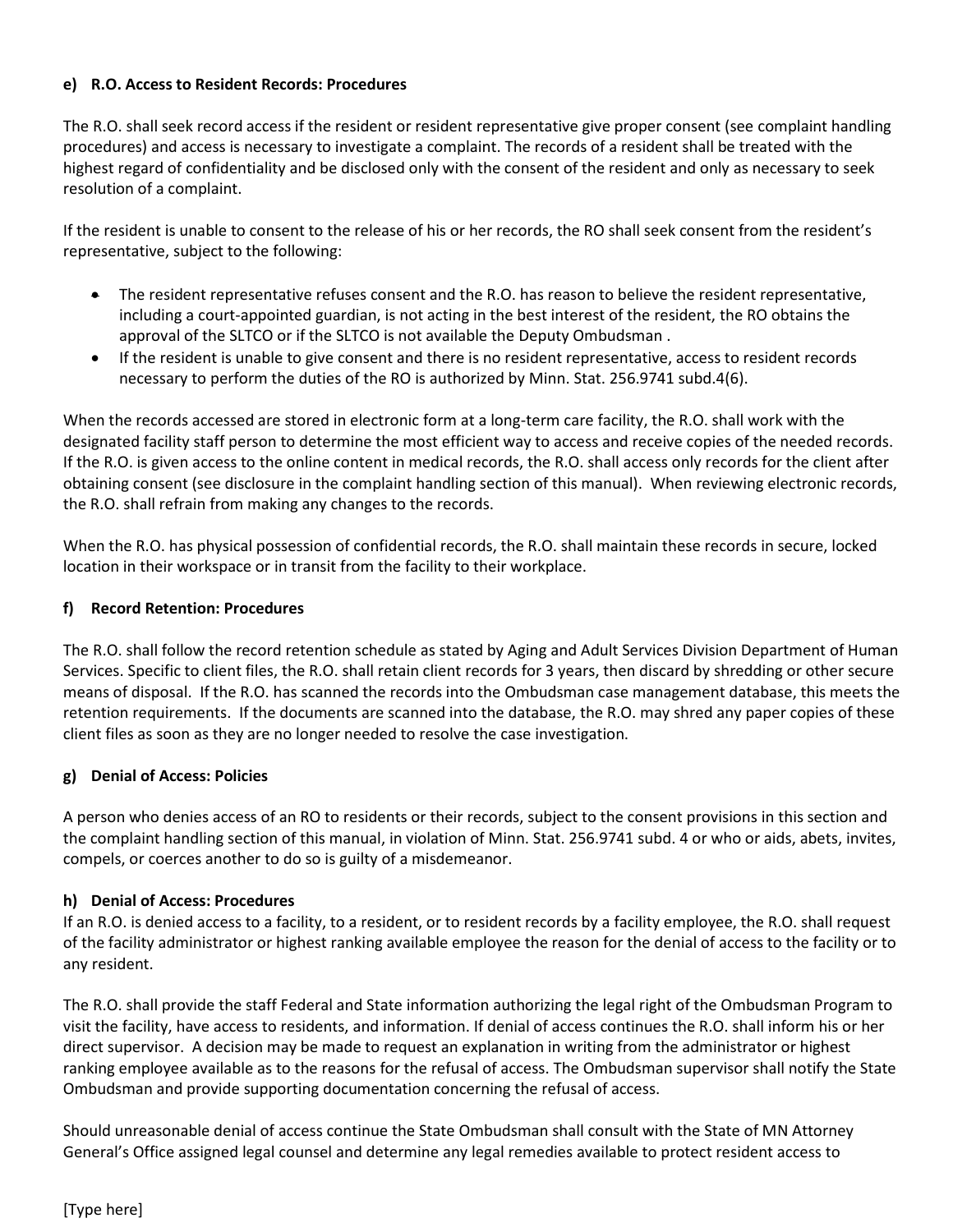#### e) R.O. Access to Resident Records: Procedures

The R.O. shall seek record access if the resident or resident representative give proper consent (see complaint handling procedures) and access is necessary to investigate a complaint. The records of a resident shall be treated with the highest regard of confidentiality and be disclosed only with the consent of the resident and only as necessary to seek resolution of a complaint.

If the resident is unable to consent to the release of his or her records, the RO shall seek consent from the resident's representative, subject to the following:

- The resident representative refuses consent and the R.O. has reason to believe the resident representative, including a court-appointed guardian, is not acting in the best interest of the resident, the RO obtains the approval of the SLTCO or if the SLTCO is not available the Deputy Ombudsman .
- If the resident is unable to give consent and there is no resident representative, access to resident records necessary to perform the duties of the RO is authorized by Minn. Stat. 256.9741 subd.4(6).

When the records accessed are stored in electronic form at a long-term care facility, the R.O. shall work with the designated facility staff person to determine the most efficient way to access and receive copies of the needed records. If the R.O. is given access to the online content in medical records, the R.O. shall access only records for the client after obtaining consent (see disclosure in the complaint handling section of this manual). When reviewing electronic records, the R.O. shall refrain from making any changes to the records.

When the R.O. has physical possession of confidential records, the R.O. shall maintain these records in secure, locked location in their workspace or in transit from the facility to their workplace.

#### f) Record Retention: Procedures

The R.O. shall follow the record retention schedule as stated by Aging and Adult Services Division Department of Human Services. Specific to client files, the R.O. shall retain client records for 3 years, then discard by shredding or other secure means of disposal. If the R.O. has scanned the records into the Ombudsman case management database, this meets the retention requirements. If the documents are scanned into the database, the R.O. may shred any paper copies of these client files as soon as they are no longer needed to resolve the case investigation.

#### g) Denial of Access: Policies

A person who denies access of an RO to residents or their records, subject to the consent provisions in this section and the complaint handling section of this manual, in violation of Minn. Stat. 256.9741 subd. 4 or who or aids, abets, invites, compels, or coerces another to do so is guilty of a misdemeanor.

#### h) Denial of Access: Procedures

If an R.O. is denied access to a facility, to a resident, or to resident records by a facility employee, the R.O. shall request of the facility administrator or highest ranking available employee the reason for the denial of access to the facility or to any resident.

The R.O. shall provide the staff Federal and State information authorizing the legal right of the Ombudsman Program to visit the facility, have access to residents, and information. If denial of access continues the R.O. shall inform his or her direct supervisor. A decision may be made to request an explanation in writing from the administrator or highest ranking employee available as to the reasons for the refusal of access. The Ombudsman supervisor shall notify the State Ombudsman and provide supporting documentation concerning the refusal of access.

Should unreasonable denial of access continue the State Ombudsman shall consult with the State of MN Attorney General's Office assigned legal counsel and determine any legal remedies available to protect resident access to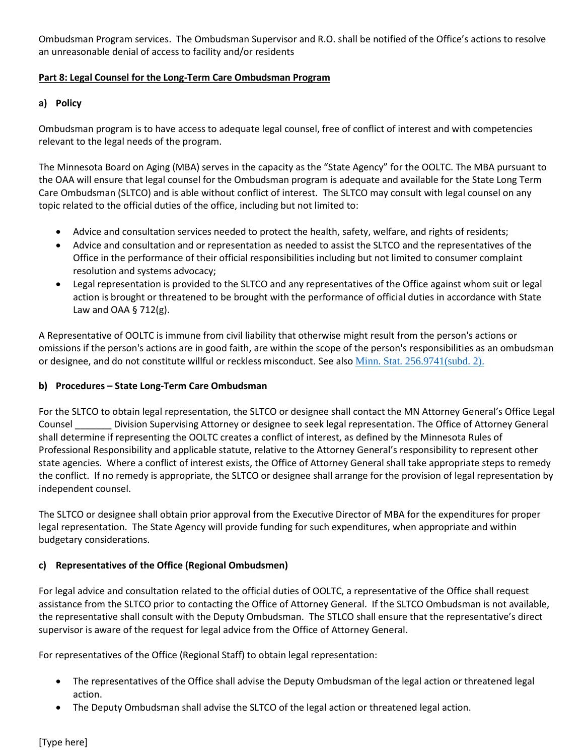Ombudsman Program services. The Ombudsman Supervisor and R.O. shall be notified of the Office's actions to resolve an unreasonable denial of access to facility and/or residents

**Part 8: Legal Counsel for the Long-Term Care Ombudsman Program**

**a) Policy**

Ombudsman program is to have access to adequate legal counsel, free of conflict of interest and with competencies relevant to the legal needs of the program.

The Minnesota Board on Aging (MBA) serves in the capacity as the "State Agency" for the OOLTC. The MBA pursuant to the OAA will ensure that legal counsel for the Ombudsman program is adequate and available for the State Long Term Care Ombudsman (SLTCO) and is able without conflict of interest. The SLTCO may consult with legal counsel on any topic related to the official duties of the office, including but not limited to:

- Advice and consultation services needed to protect the health, safety, welfare, and rights of residents;
- Advice and consultation and or representation as needed to assist the SLTCO and the representatives of the Office in the performance of their official responsibilities including but not limited to consumer complaint resolution and systems advocacy;
- Legal representation is provided to the SLTCO and any representatives of the Office against whom suit or legal action is brought or threatened to be brought with the performance of official duties in accordance with State Law and OAA § 712(g).

A Representative of OOLTC is immune from civil liability that otherwise might result from the person's actions or omissions if the person's actions are in good faith, are within the scope of the person's responsibilities as an ombudsman or designee, and do not constitute willful or reckless misconduct. See also Minn. Stat. 256.9741(subd. 2).

**b) Procedures – State Long-Term Care Ombudsman**

For the SLTCO to obtain legal representation, the SLTCO or designee shall contact the MN Attorney General's Office Legal Counsel _______ Division Supervising Attorney or designee to seek legal representation. The Office of Attorney General shall determine if representing the OOLTC creates a conflict of interest, as defined by the Minnesota Rules of Professional Responsibility and applicable statute, relative to the Attorney General's responsibility to represent other state agencies. Where a conflict of interest exists, the Office of Attorney General shall take appropriate steps to remedy the conflict. If no remedy is appropriate, the SLTCO or designee shall arrange for the provision of legal representation by independent counsel.

The SLTCO or designee shall obtain prior approval from the Executive Director of MBA for the expenditures for proper legal representation. The State Agency will provide funding for such expenditures, when appropriate and within budgetary considerations.

**c) Representatives of the Office (Regional Ombudsmen)**

For legal advice and consultation related to the official duties of OOLTC, a representative of the Office shall request assistance from the SLTCO prior to contacting the Office of Attorney General. If the SLTCO Ombudsman is not available, the representative shall consult with the Deputy Ombudsman. The STLCO shall ensure that the representative's direct supervisor is aware of the request for legal advice from the Office of Attorney General.

For representatives of the Office (Regional Staff) to obtain legal representation:

- The representatives of the Office shall advise the Deputy Ombudsman of the legal action or threatened legal action.
- The Deputy Ombudsman shall advise the SLTCO of the legal action or threatened legal action.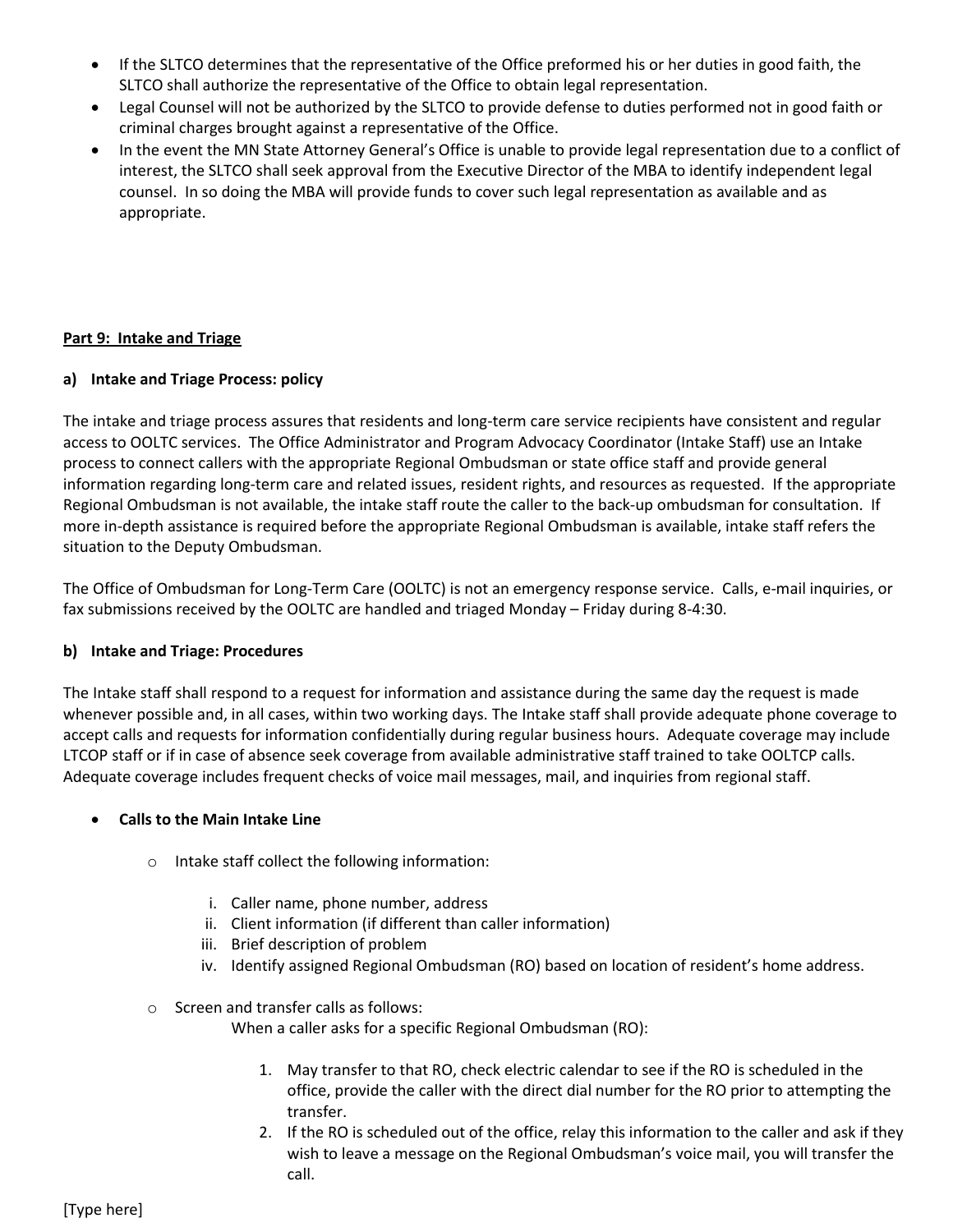- If the SLTCO determines that the representative of the Office preformed his or her duties in good faith, the SLTCO shall authorize the representative of the Office to obtain legal representation.
- Legal Counsel will not be authorized by the SLTCO to provide defense to duties performed not in good faith or criminal charges brought against a representative of the Office.
- In the event the MN State Attorney General's Office is unable to provide legal representation due to a conflict of interest, the SLTCO shall seek approval from the Executive Director of the MBA to identify independent legal counsel. In so doing the MBA will provide funds to cover such legal representation as available and as appropriate.

## Part 9: Intake and Triage

### a) Intake and Triage Process: policy

The intake and triage process assures that residents and long-term care service recipients have consistent and regular access to OOLTC services. The Office Administrator and Program Advocacy Coordinator (Intake Staff) use an Intake process to connect callers with the appropriate Regional Ombudsman or state office staff and provide general information regarding long-term care and related issues, resident rights, and resources as requested. If the appropriate Regional Ombudsman is not available, the intake staff route the caller to the back-up ombudsman for consultation. If more in-depth assistance is required before the appropriate Regional Ombudsman is available, intake staff refers the situation to the Deputy Ombudsman.

The Office of Ombudsman for Long-Term Care (OOLTC) is not an emergency response service. Calls, e-mail inquiries, or fax submissions received by the OOLTC are handled and triaged Monday – Friday during 8-4:30.

### b) Intake and Triage: Procedures

The Intake staff shall respond to a request for information and assistance during the same day the request is made whenever possible and, in all cases, within two working days. The Intake staff shall provide adequate phone coverage to accept calls and requests for information confidentially during regular business hours. Adequate coverage may include LTCOP staff or if in case of absence seek coverage from available administrative staff trained to take OOLTCP calls. Adequate coverage includes frequent checks of voice mail messages, mail, and inquiries from regional staff.

- **Calls to the Main Intake Line**
  - Intake staff collect the following information:
    - i. Caller name, phone number, address
    - ii. Client information (if different than caller information)
    - iii. Brief description of problem
    - iv. Identify assigned Regional Ombudsman (RO) based on location of resident's home address.
  - Screen and transfer calls as follows:

    When a caller asks for a specific Regional Ombudsman (RO):

    1. May transfer to that RO, check electric calendar to see if the RO is scheduled in the office, provide the caller with the direct dial number for the RO prior to attempting the transfer.
    2. If the RO is scheduled out of the office, relay this information to the caller and ask if they wish to leave a message on the Regional Ombudsman's voice mail, you will transfer the call.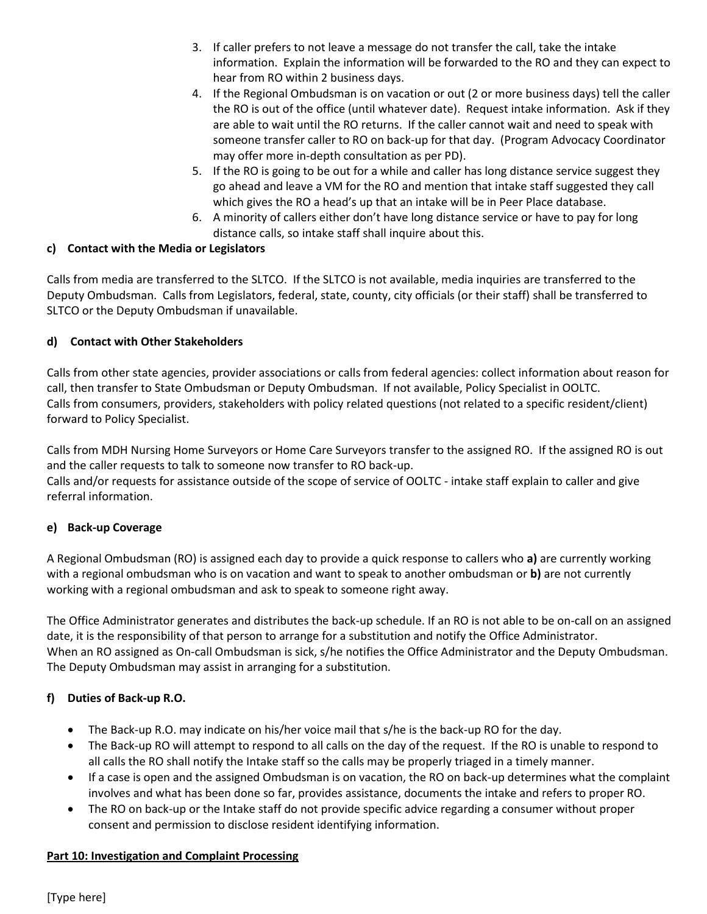3. If caller prefers to not leave a message do not transfer the call, take the intake information. Explain the information will be forwarded to the RO and they can expect to hear from RO within 2 business days.
4. If the Regional Ombudsman is on vacation or out (2 or more business days) tell the caller the RO is out of the office (until whatever date). Request intake information. Ask if they are able to wait until the RO returns. If the caller cannot wait and need to speak with someone transfer caller to RO on back-up for that day. (Program Advocacy Coordinator may offer more in-depth consultation as per PD).
5. If the RO is going to be out for a while and caller has long distance service suggest they go ahead and leave a VM for the RO and mention that intake staff suggested they call which gives the RO a head's up that an intake will be in Peer Place database.
6. A minority of callers either don't have long distance service or have to pay for long distance calls, so intake staff shall inquire about this.

**c) Contact with the Media or Legislators**

Calls from media are transferred to the SLTCO. If the SLTCO is not available, media inquiries are transferred to the Deputy Ombudsman. Calls from Legislators, federal, state, county, city officials (or their staff) shall be transferred to SLTCO or the Deputy Ombudsman if unavailable.

**d) Contact with Other Stakeholders**

Calls from other state agencies, provider associations or calls from federal agencies: collect information about reason for call, then transfer to State Ombudsman or Deputy Ombudsman. If not available, Policy Specialist in OOLTC.
Calls from consumers, providers, stakeholders with policy related questions (not related to a specific resident/client) forward to Policy Specialist.

Calls from MDH Nursing Home Surveyors or Home Care Surveyors transfer to the assigned RO. If the assigned RO is out and the caller requests to talk to someone now transfer to RO back-up.
Calls and/or requests for assistance outside of the scope of service of OOLTC - intake staff explain to caller and give referral information.

**e) Back-up Coverage**

A Regional Ombudsman (RO) is assigned each day to provide a quick response to callers who **a)** are currently working with a regional ombudsman who is on vacation and want to speak to another ombudsman or **b)** are not currently working with a regional ombudsman and ask to speak to someone right away.

The Office Administrator generates and distributes the back-up schedule. If an RO is not able to be on-call on an assigned date, it is the responsibility of that person to arrange for a substitution and notify the Office Administrator.
When an RO assigned as On-call Ombudsman is sick, s/he notifies the Office Administrator and the Deputy Ombudsman. The Deputy Ombudsman may assist in arranging for a substitution.

**f) Duties of Back-up R.O.**

- The Back-up R.O. may indicate on his/her voice mail that s/he is the back-up RO for the day.
- The Back-up RO will attempt to respond to all calls on the day of the request. If the RO is unable to respond to all calls the RO shall notify the Intake staff so the calls may be properly triaged in a timely manner.
- If a case is open and the assigned Ombudsman is on vacation, the RO on back-up determines what the complaint involves and what has been done so far, provides assistance, documents the intake and refers to proper RO.
- The RO on back-up or the Intake staff do not provide specific advice regarding a consumer without proper consent and permission to disclose resident identifying information.

**<u>Part 10: Investigation and Complaint Processing</u>**

[Type here]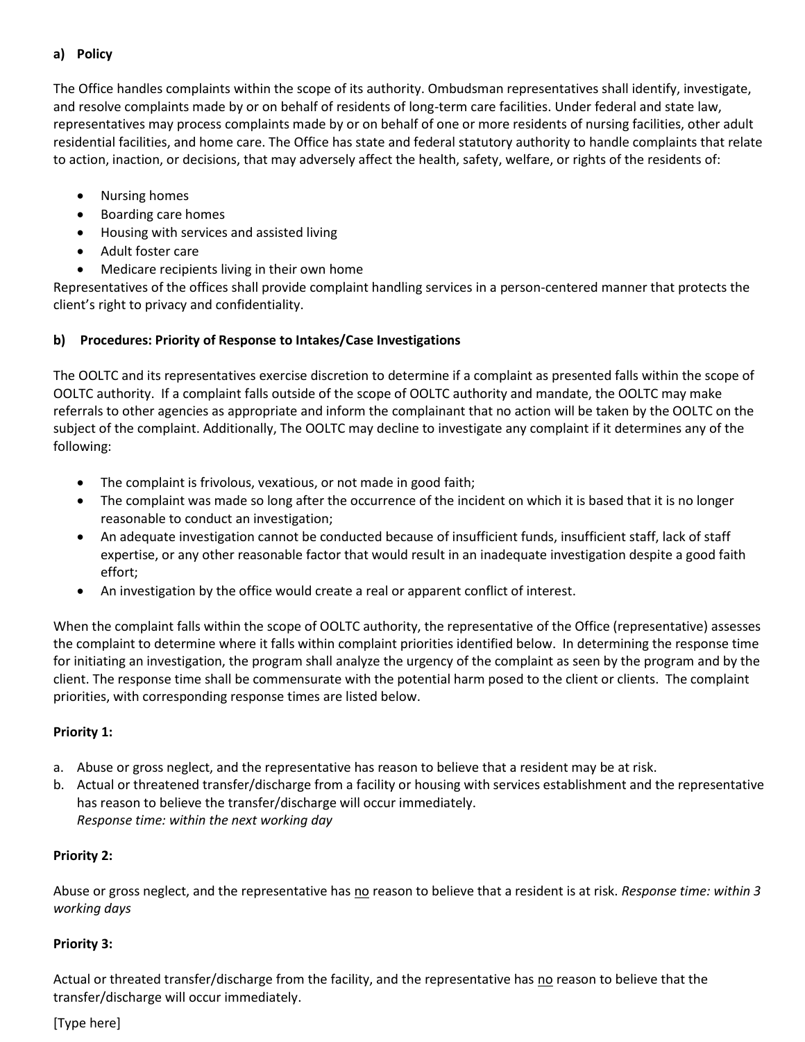**a) Policy**

The Office handles complaints within the scope of its authority. Ombudsman representatives shall identify, investigate, and resolve complaints made by or on behalf of residents of long-term care facilities. Under federal and state law, representatives may process complaints made by or on behalf of one or more residents of nursing facilities, other adult residential facilities, and home care. The Office has state and federal statutory authority to handle complaints that relate to action, inaction, or decisions, that may adversely affect the health, safety, welfare, or rights of the residents of:

- Nursing homes
- Boarding care homes
- Housing with services and assisted living
- Adult foster care
- Medicare recipients living in their own home

Representatives of the offices shall provide complaint handling services in a person-centered manner that protects the client's right to privacy and confidentiality.

**b) Procedures: Priority of Response to Intakes/Case Investigations**

The OOLTC and its representatives exercise discretion to determine if a complaint as presented falls within the scope of OOLTC authority. If a complaint falls outside of the scope of OOLTC authority and mandate, the OOLTC may make referrals to other agencies as appropriate and inform the complainant that no action will be taken by the OOLTC on the subject of the complaint. Additionally, The OOLTC may decline to investigate any complaint if it determines any of the following:

- The complaint is frivolous, vexatious, or not made in good faith;
- The complaint was made so long after the occurrence of the incident on which it is based that it is no longer reasonable to conduct an investigation;
- An adequate investigation cannot be conducted because of insufficient funds, insufficient staff, lack of staff expertise, or any other reasonable factor that would result in an inadequate investigation despite a good faith effort;
- An investigation by the office would create a real or apparent conflict of interest.

When the complaint falls within the scope of OOLTC authority, the representative of the Office (representative) assesses the complaint to determine where it falls within complaint priorities identified below. In determining the response time for initiating an investigation, the program shall analyze the urgency of the complaint as seen by the program and by the client. The response time shall be commensurate with the potential harm posed to the client or clients. The complaint priorities, with corresponding response times are listed below.

**Priority 1:**

a. Abuse or gross neglect, and the representative has reason to believe that a resident may be at risk.
b. Actual or threatened transfer/discharge from a facility or housing with services establishment and the representative has reason to believe the transfer/discharge will occur immediately.
   *Response time: within the next working day*

**Priority 2:**

Abuse or gross neglect, and the representative has no reason to believe that a resident is at risk. *Response time: within 3 working days*

**Priority 3:**

Actual or threated transfer/discharge from the facility, and the representative has no reason to believe that the transfer/discharge will occur immediately.

[Type here]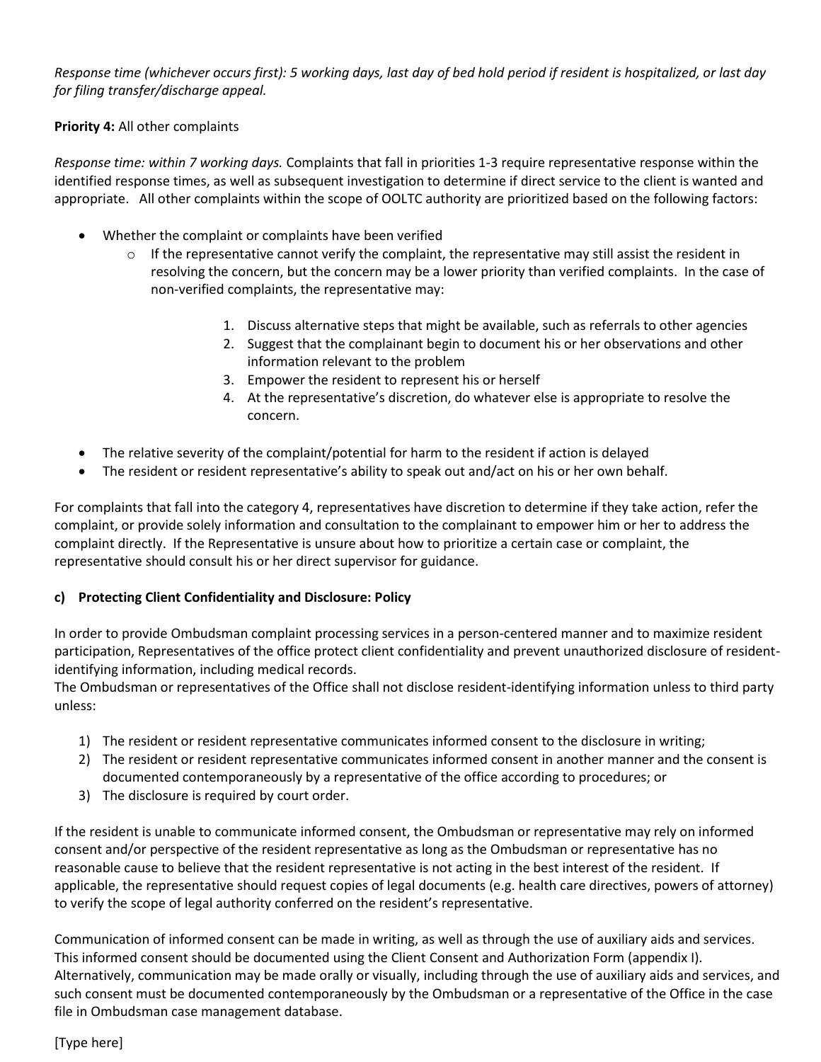*Response time (whichever occurs first): 5 working days, last day of bed hold period if resident is hospitalized, or last day for filing transfer/discharge appeal.*

**Priority 4:** All other complaints

*Response time: within 7 working days.* Complaints that fall in priorities 1-3 require representative response within the identified response times, as well as subsequent investigation to determine if direct service to the client is wanted and appropriate. All other complaints within the scope of OOLTC authority are prioritized based on the following factors:

- Whether the complaint or complaints have been verified
    - If the representative cannot verify the complaint, the representative may still assist the resident in resolving the concern, but the concern may be a lower priority than verified complaints. In the case of non-verified complaints, the representative may:
        1. Discuss alternative steps that might be available, such as referrals to other agencies
        2. Suggest that the complainant begin to document his or her observations and other information relevant to the problem
        3. Empower the resident to represent his or herself
        4. At the representative's discretion, do whatever else is appropriate to resolve the concern.
- The relative severity of the complaint/potential for harm to the resident if action is delayed
- The resident or resident representative's ability to speak out and/act on his or her own behalf.

For complaints that fall into the category 4, representatives have discretion to determine if they take action, refer the complaint, or provide solely information and consultation to the complainant to empower him or her to address the complaint directly. If the Representative is unsure about how to prioritize a certain case or complaint, the representative should consult his or her direct supervisor for guidance.

**c) Protecting Client Confidentiality and Disclosure: Policy**

In order to provide Ombudsman complaint processing services in a person-centered manner and to maximize resident participation, Representatives of the office protect client confidentiality and prevent unauthorized disclosure of resident-identifying information, including medical records.
The Ombudsman or representatives of the Office shall not disclose resident-identifying information unless to third party unless:

1) The resident or resident representative communicates informed consent to the disclosure in writing;
2) The resident or resident representative communicates informed consent in another manner and the consent is documented contemporaneously by a representative of the office according to procedures; or
3) The disclosure is required by court order.

If the resident is unable to communicate informed consent, the Ombudsman or representative may rely on informed consent and/or perspective of the resident representative as long as the Ombudsman or representative has no reasonable cause to believe that the resident representative is not acting in the best interest of the resident. If applicable, the representative should request copies of legal documents (e.g. health care directives, powers of attorney) to verify the scope of legal authority conferred on the resident's representative.

Communication of informed consent can be made in writing, as well as through the use of auxiliary aids and services. This informed consent should be documented using the Client Consent and Authorization Form (appendix I). Alternatively, communication may be made orally or visually, including through the use of auxiliary aids and services, and such consent must be documented contemporaneously by the Ombudsman or a representative of the Office in the case file in Ombudsman case management database.

[Type here]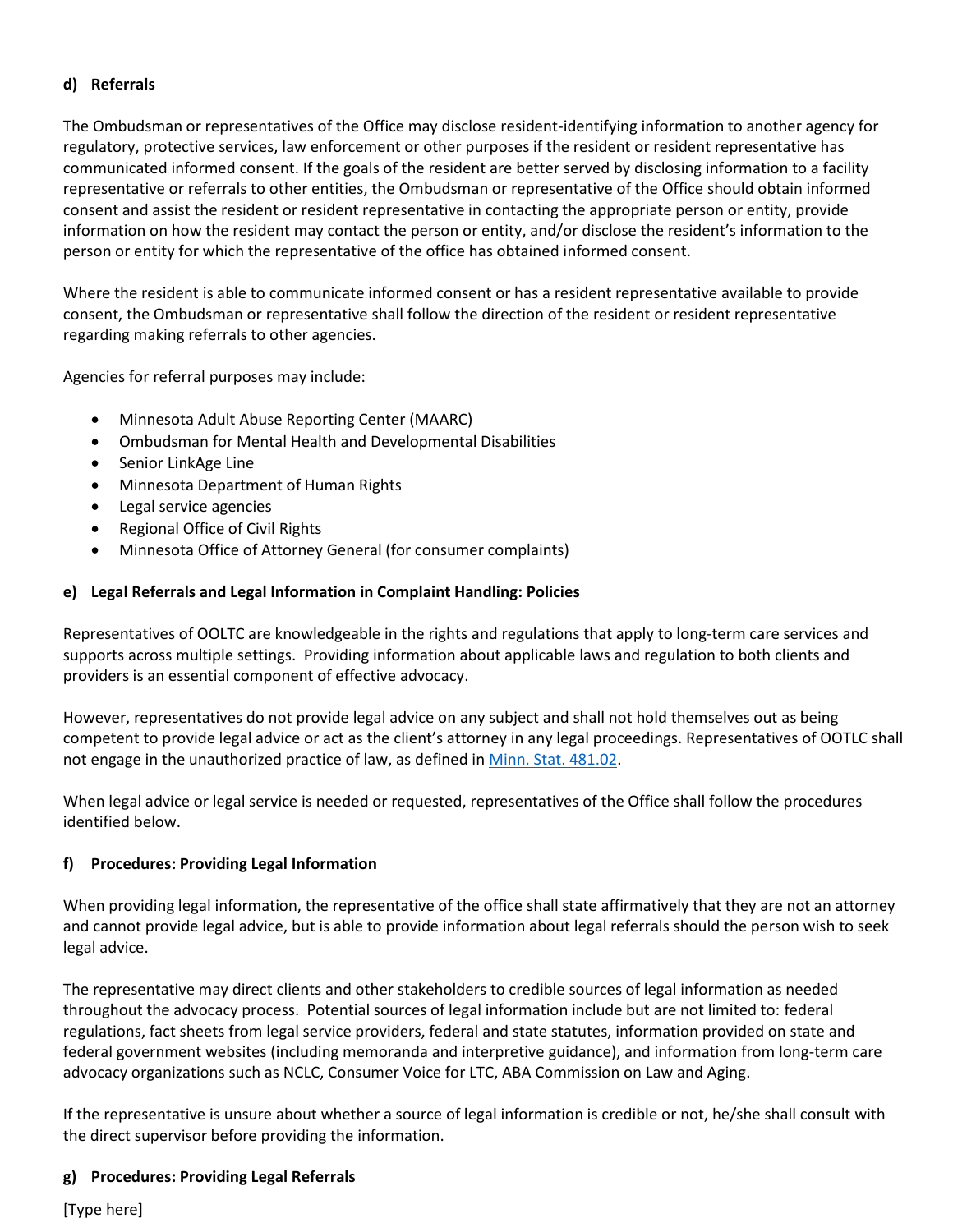#### d) Referrals

The Ombudsman or representatives of the Office may disclose resident-identifying information to another agency for regulatory, protective services, law enforcement or other purposes if the resident or resident representative has communicated informed consent. If the goals of the resident are better served by disclosing information to a facility representative or referrals to other entities, the Ombudsman or representative of the Office should obtain informed consent and assist the resident or resident representative in contacting the appropriate person or entity, provide information on how the resident may contact the person or entity, and/or disclose the resident's information to the person or entity for which the representative of the office has obtained informed consent.

Where the resident is able to communicate informed consent or has a resident representative available to provide consent, the Ombudsman or representative shall follow the direction of the resident or resident representative regarding making referrals to other agencies.

Agencies for referral purposes may include:

- Minnesota Adult Abuse Reporting Center (MAARC)
- Ombudsman for Mental Health and Developmental Disabilities
- Senior LinkAge Line
- Minnesota Department of Human Rights
- Legal service agencies
- Regional Office of Civil Rights
- Minnesota Office of Attorney General (for consumer complaints)

#### e) Legal Referrals and Legal Information in Complaint Handling: Policies

Representatives of OOLTC are knowledgeable in the rights and regulations that apply to long-term care services and supports across multiple settings. Providing information about applicable laws and regulation to both clients and providers is an essential component of effective advocacy.

However, representatives do not provide legal advice on any subject and shall not hold themselves out as being competent to provide legal advice or act as the client's attorney in any legal proceedings. Representatives of OOTLC shall not engage in the unauthorized practice of law, as defined in [Minn. Stat. 481.02](#).

When legal advice or legal service is needed or requested, representatives of the Office shall follow the procedures identified below.

#### f) Procedures: Providing Legal Information

When providing legal information, the representative of the office shall state affirmatively that they are not an attorney and cannot provide legal advice, but is able to provide information about legal referrals should the person wish to seek legal advice.

The representative may direct clients and other stakeholders to credible sources of legal information as needed throughout the advocacy process. Potential sources of legal information include but are not limited to: federal regulations, fact sheets from legal service providers, federal and state statutes, information provided on state and federal government websites (including memoranda and interpretive guidance), and information from long-term care advocacy organizations such as NCLC, Consumer Voice for LTC, ABA Commission on Law and Aging.

If the representative is unsure about whether a source of legal information is credible or not, he/she shall consult with the direct supervisor before providing the information.

#### g) Procedures: Providing Legal Referrals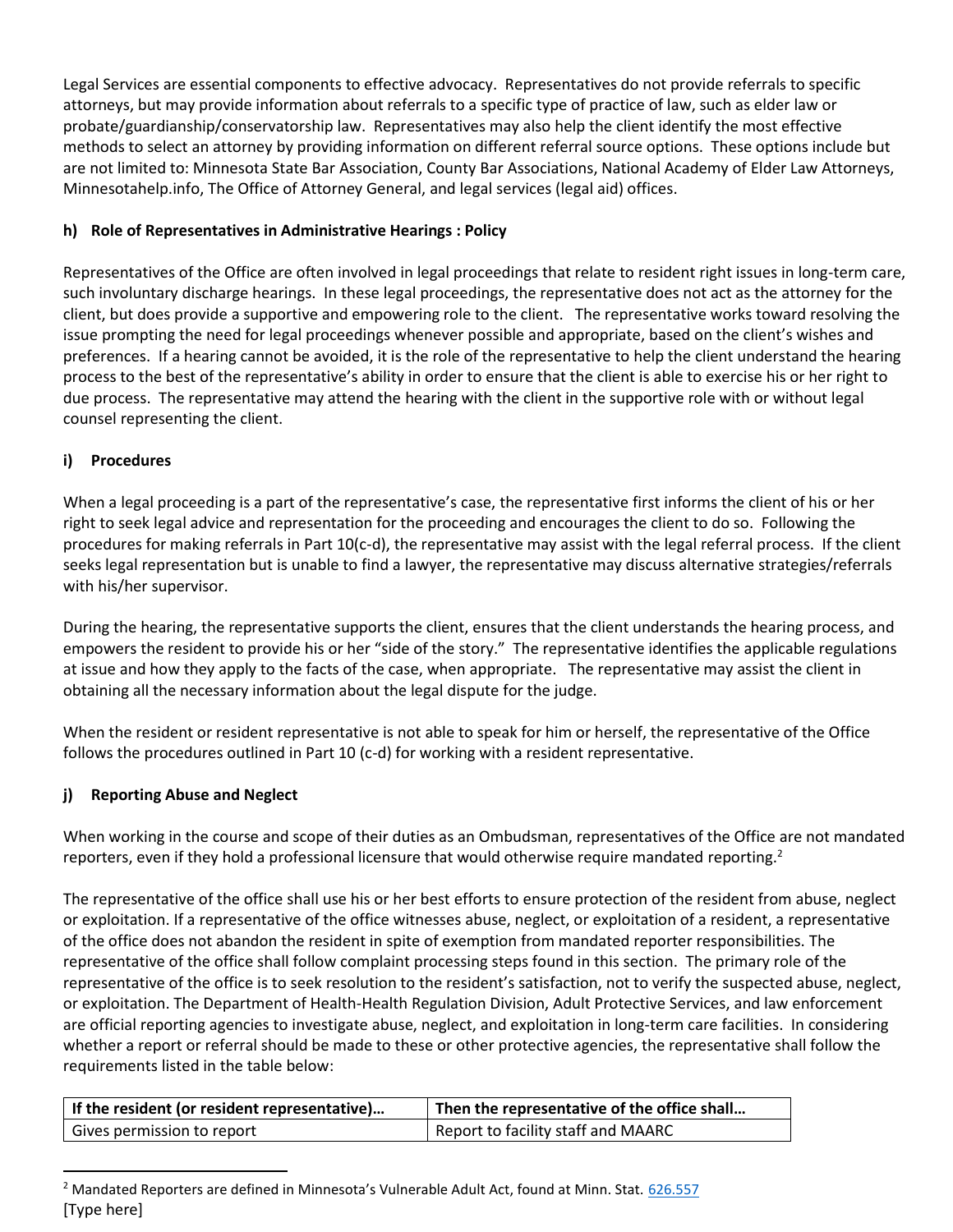Legal Services are essential components to effective advocacy. Representatives do not provide referrals to specific attorneys, but may provide information about referrals to a specific type of practice of law, such as elder law or probate/guardianship/conservatorship law. Representatives may also help the client identify the most effective methods to select an attorney by providing information on different referral source options. These options include but are not limited to: Minnesota State Bar Association, County Bar Associations, National Academy of Elder Law Attorneys, Minnesotahelp.info, The Office of Attorney General, and legal services (legal aid) offices.

#### h) Role of Representatives in Administrative Hearings : Policy

Representatives of the Office are often involved in legal proceedings that relate to resident right issues in long-term care, such involuntary discharge hearings. In these legal proceedings, the representative does not act as the attorney for the client, but does provide a supportive and empowering role to the client. The representative works toward resolving the issue prompting the need for legal proceedings whenever possible and appropriate, based on the client's wishes and preferences. If a hearing cannot be avoided, it is the role of the representative to help the client understand the hearing process to the best of the representative's ability in order to ensure that the client is able to exercise his or her right to due process. The representative may attend the hearing with the client in the supportive role with or without legal counsel representing the client.

#### i) Procedures

When a legal proceeding is a part of the representative's case, the representative first informs the client of his or her right to seek legal advice and representation for the proceeding and encourages the client to do so. Following the procedures for making referrals in Part 10(c-d), the representative may assist with the legal referral process. If the client seeks legal representation but is unable to find a lawyer, the representative may discuss alternative strategies/referrals with his/her supervisor.

During the hearing, the representative supports the client, ensures that the client understands the hearing process, and empowers the resident to provide his or her "side of the story." The representative identifies the applicable regulations at issue and how they apply to the facts of the case, when appropriate. The representative may assist the client in obtaining all the necessary information about the legal dispute for the judge.

When the resident or resident representative is not able to speak for him or herself, the representative of the Office follows the procedures outlined in Part 10 (c-d) for working with a resident representative.

#### j) Reporting Abuse and Neglect

When working in the course and scope of their duties as an Ombudsman, representatives of the Office are not mandated reporters, even if they hold a professional licensure that would otherwise require mandated reporting.[2]

The representative of the office shall use his or her best efforts to ensure protection of the resident from abuse, neglect or exploitation. If a representative of the office witnesses abuse, neglect, or exploitation of a resident, a representative of the office does not abandon the resident in spite of exemption from mandated reporter responsibilities. The representative of the office shall follow complaint processing steps found in this section. The primary role of the representative of the office is to seek resolution to the resident's satisfaction, not to verify the suspected abuse, neglect, or exploitation. The Department of Health-Health Regulation Division, Adult Protective Services, and law enforcement are official reporting agencies to investigate abuse, neglect, and exploitation in long-term care facilities. In considering whether a report or referral should be made to these or other protective agencies, the representative shall follow the requirements listed in the table below:

| If the resident (or resident representative)… | Then the representative of the office shall… |
|---|---|
| Gives permission to report | Report to facility staff and MAARC |

[2] Mandated Reporters are defined in Minnesota's Vulnerable Adult Act, found at Minn. Stat. 626.557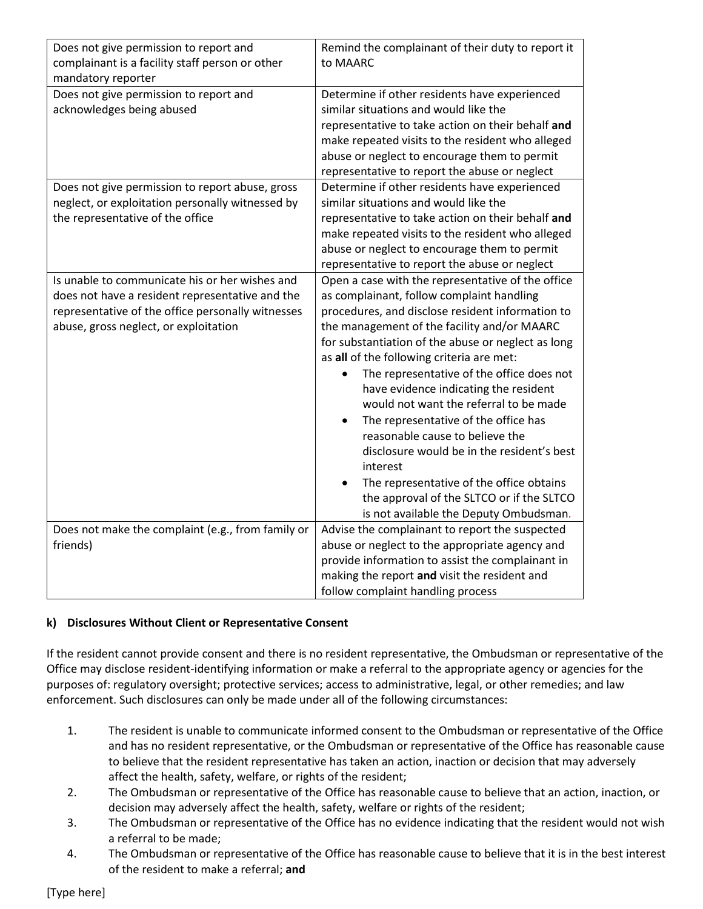| | |
|---|---|
| Does not give permission to report and complainant is a facility staff person or other mandatory reporter | Remind the complainant of their duty to report it to MAARC |
| Does not give permission to report and acknowledges being abused | Determine if other residents have experienced similar situations and would like the representative to take action on their behalf **and** make repeated visits to the resident who alleged abuse or neglect to encourage them to permit representative to report the abuse or neglect |
| Does not give permission to report abuse, gross neglect, or exploitation personally witnessed by the representative of the office | Determine if other residents have experienced similar situations and would like the representative to take action on their behalf **and** make repeated visits to the resident who alleged abuse or neglect to encourage them to permit representative to report the abuse or neglect |
| Is unable to communicate his or her wishes and does not have a resident representative and the representative of the office personally witnesses abuse, gross neglect, or exploitation | Open a case with the representative of the office as complainant, follow complaint handling procedures, and disclose resident information to the management of the facility and/or MAARC for substantiation of the abuse or neglect as long as **all** of the following criteria are met: <br>• The representative of the office does not have evidence indicating the resident would not want the referral to be made <br>• The representative of the office has reasonable cause to believe the disclosure would be in the resident's best interest <br>• The representative of the office obtains the approval of the SLTCO or if the SLTCO is not available the Deputy Ombudsman. |
| Does not make the complaint (e.g., from family or friends) | Advise the complainant to report the suspected abuse or neglect to the appropriate agency and provide information to assist the complainant in making the report **and** visit the resident and follow complaint handling process |

**k) Disclosures Without Client or Representative Consent**

If the resident cannot provide consent and there is no resident representative, the Ombudsman or representative of the Office may disclose resident-identifying information or make a referral to the appropriate agency or agencies for the purposes of: regulatory oversight; protective services; access to administrative, legal, or other remedies; and law enforcement. Such disclosures can only be made under all of the following circumstances:

1. The resident is unable to communicate informed consent to the Ombudsman or representative of the Office and has no resident representative, or the Ombudsman or representative of the Office has reasonable cause to believe that the resident representative has taken an action, inaction or decision that may adversely affect the health, safety, welfare, or rights of the resident;
2. The Ombudsman or representative of the Office has reasonable cause to believe that an action, inaction, or decision may adversely affect the health, safety, welfare or rights of the resident;
3. The Ombudsman or representative of the Office has no evidence indicating that the resident would not wish a referral to be made;
4. The Ombudsman or representative of the Office has reasonable cause to believe that it is in the best interest of the resident to make a referral; **and**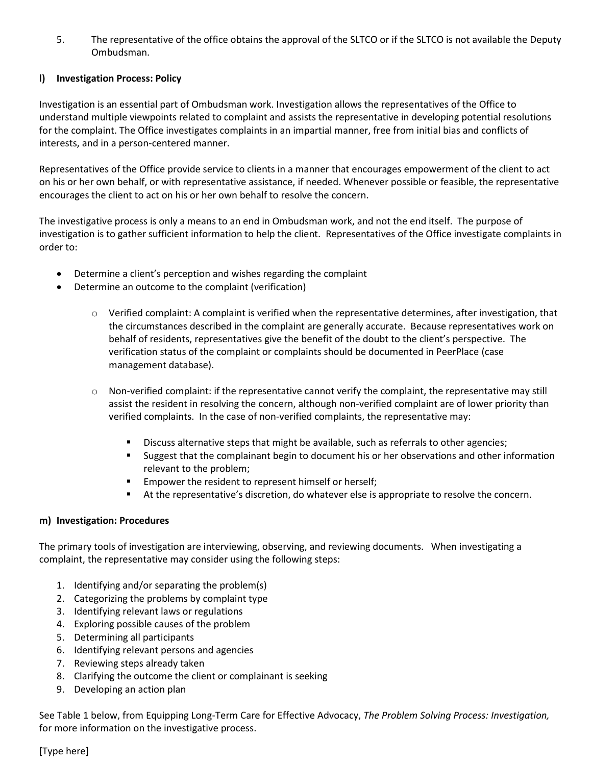5. The representative of the office obtains the approval of the SLTCO or if the SLTCO is not available the Deputy Ombudsman.

### l) Investigation Process: Policy

Investigation is an essential part of Ombudsman work. Investigation allows the representatives of the Office to understand multiple viewpoints related to complaint and assists the representative in developing potential resolutions for the complaint. The Office investigates complaints in an impartial manner, free from initial bias and conflicts of interests, and in a person-centered manner.

Representatives of the Office provide service to clients in a manner that encourages empowerment of the client to act on his or her own behalf, or with representative assistance, if needed. Whenever possible or feasible, the representative encourages the client to act on his or her own behalf to resolve the concern.

The investigative process is only a means to an end in Ombudsman work, and not the end itself. The purpose of investigation is to gather sufficient information to help the client. Representatives of the Office investigate complaints in order to:

- Determine a client's perception and wishes regarding the complaint
- Determine an outcome to the complaint (verification)
    - Verified complaint: A complaint is verified when the representative determines, after investigation, that the circumstances described in the complaint are generally accurate. Because representatives work on behalf of residents, representatives give the benefit of the doubt to the client's perspective. The verification status of the complaint or complaints should be documented in PeerPlace (case management database).
    - Non-verified complaint: if the representative cannot verify the complaint, the representative may still assist the resident in resolving the concern, although non-verified complaint are of lower priority than verified complaints. In the case of non-verified complaints, the representative may:
        - Discuss alternative steps that might be available, such as referrals to other agencies;
        - Suggest that the complainant begin to document his or her observations and other information relevant to the problem;
        - Empower the resident to represent himself or herself;
        - At the representative's discretion, do whatever else is appropriate to resolve the concern.

### m) Investigation: Procedures

The primary tools of investigation are interviewing, observing, and reviewing documents. When investigating a complaint, the representative may consider using the following steps:

1. Identifying and/or separating the problem(s)
2. Categorizing the problems by complaint type
3. Identifying relevant laws or regulations
4. Exploring possible causes of the problem
5. Determining all participants
6. Identifying relevant persons and agencies
7. Reviewing steps already taken
8. Clarifying the outcome the client or complainant is seeking
9. Developing an action plan

See Table 1 below, from Equipping Long-Term Care for Effective Advocacy, *The Problem Solving Process: Investigation,* for more information on the investigative process.

[Type here]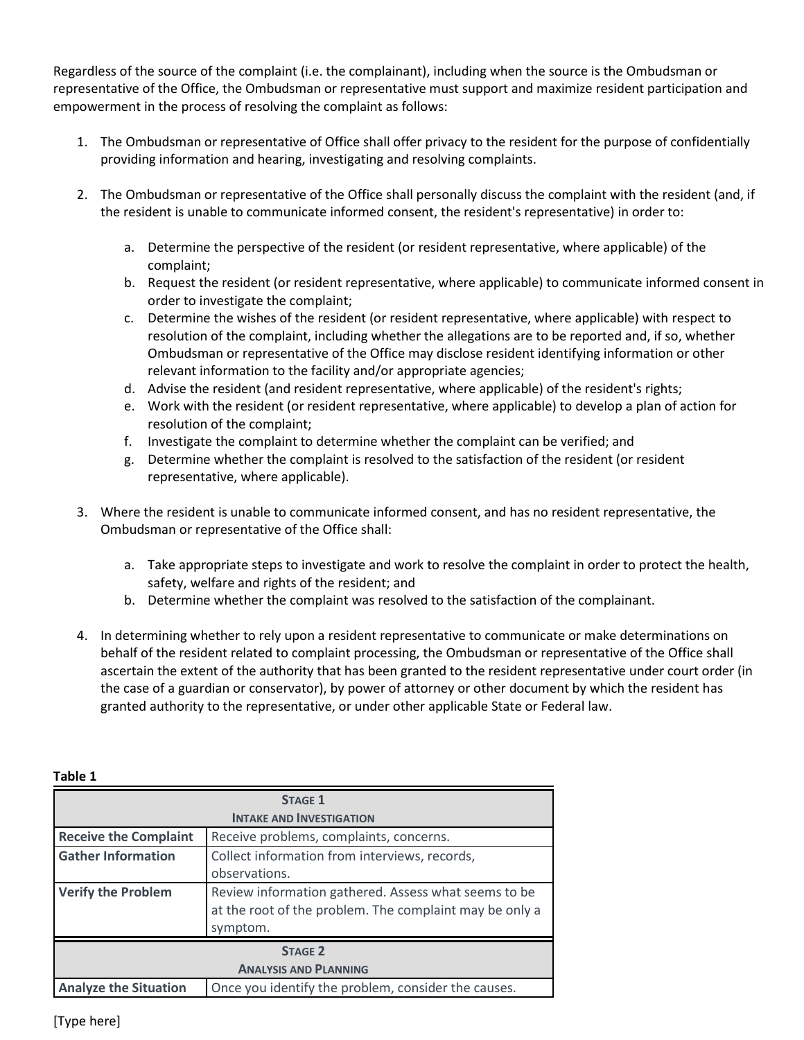Regardless of the source of the complaint (i.e. the complainant), including when the source is the Ombudsman or representative of the Office, the Ombudsman or representative must support and maximize resident participation and empowerment in the process of resolving the complaint as follows:

1. The Ombudsman or representative of Office shall offer privacy to the resident for the purpose of confidentially providing information and hearing, investigating and resolving complaints.

2. The Ombudsman or representative of the Office shall personally discuss the complaint with the resident (and, if the resident is unable to communicate informed consent, the resident's representative) in order to:

   a. Determine the perspective of the resident (or resident representative, where applicable) of the complaint;
   b. Request the resident (or resident representative, where applicable) to communicate informed consent in order to investigate the complaint;
   c. Determine the wishes of the resident (or resident representative, where applicable) with respect to resolution of the complaint, including whether the allegations are to be reported and, if so, whether Ombudsman or representative of the Office may disclose resident identifying information or other relevant information to the facility and/or appropriate agencies;
   d. Advise the resident (and resident representative, where applicable) of the resident's rights;
   e. Work with the resident (or resident representative, where applicable) to develop a plan of action for resolution of the complaint;
   f. Investigate the complaint to determine whether the complaint can be verified; and
   g. Determine whether the complaint is resolved to the satisfaction of the resident (or resident representative, where applicable).

3. Where the resident is unable to communicate informed consent, and has no resident representative, the Ombudsman or representative of the Office shall:

   a. Take appropriate steps to investigate and work to resolve the complaint in order to protect the health, safety, welfare and rights of the resident; and
   b. Determine whether the complaint was resolved to the satisfaction of the complainant.

4. In determining whether to rely upon a resident representative to communicate or make determinations on behalf of the resident related to complaint processing, the Ombudsman or representative of the Office shall ascertain the extent of the authority that has been granted to the resident representative under court order (in the case of a guardian or conservator), by power of attorney or other document by which the resident has granted authority to the representative, or under other applicable State or Federal law.

**Table 1**

| Stage 1<br>Intake and Investigation | |
|---|---|
| **Receive the Complaint** | Receive problems, complaints, concerns. |
| **Gather Information** | Collect information from interviews, records, observations. |
| **Verify the Problem** | Review information gathered. Assess what seems to be at the root of the problem. The complaint may be only a symptom. |
| **Stage 2<br>Analysis and Planning** | |
| **Analyze the Situation** | Once you identify the problem, consider the causes. |

[Type here]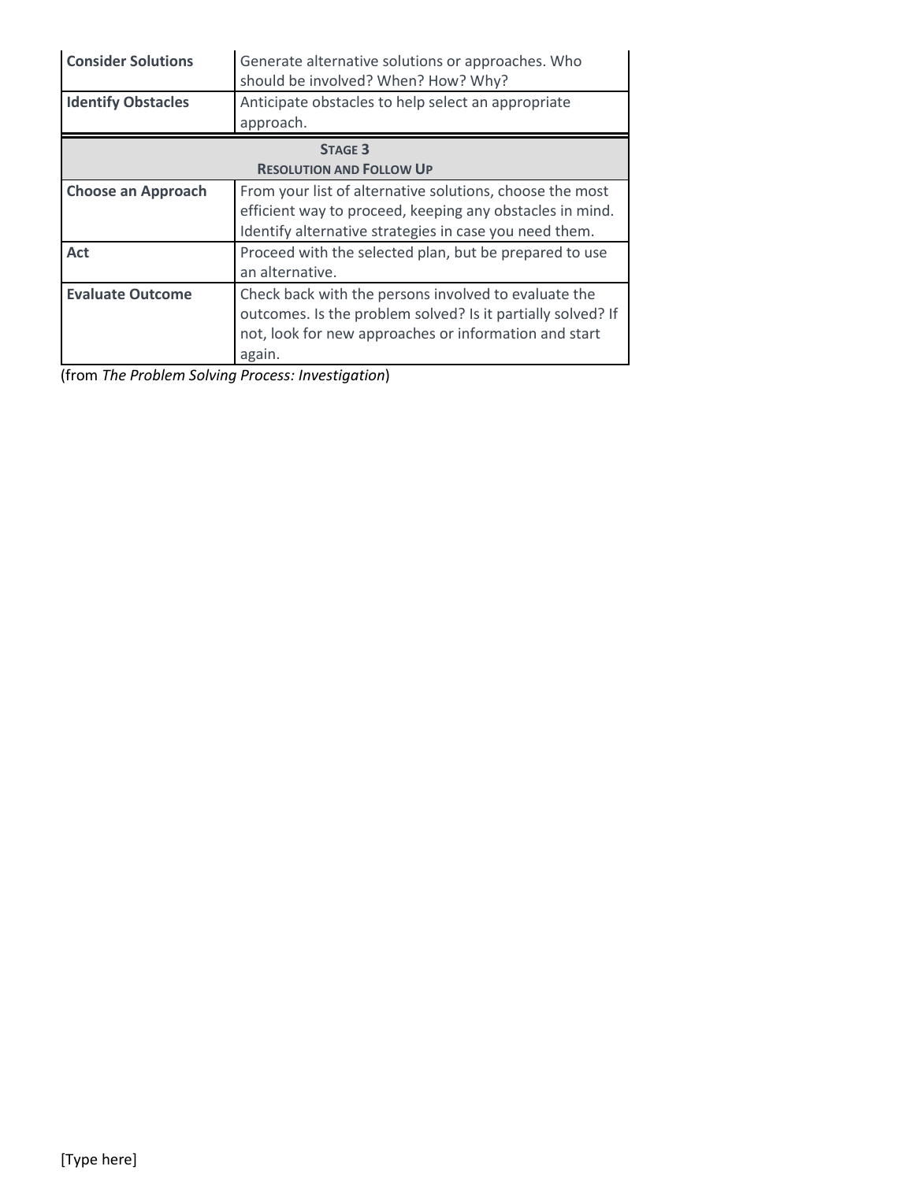| | |
|---|---|
| **Consider Solutions** | Generate alternative solutions or approaches. Who should be involved? When? How? Why? |
| **Identify Obstacles** | Anticipate obstacles to help select an appropriate approach. |
| **STAGE 3<br>RESOLUTION AND FOLLOW UP** | |
| **Choose an Approach** | From your list of alternative solutions, choose the most efficient way to proceed, keeping any obstacles in mind. Identify alternative strategies in case you need them. |
| **Act** | Proceed with the selected plan, but be prepared to use an alternative. |
| **Evaluate Outcome** | Check back with the persons involved to evaluate the outcomes. Is the problem solved? Is it partially solved? If not, look for new approaches or information and start again. |

(from *The Problem Solving Process: Investigation*)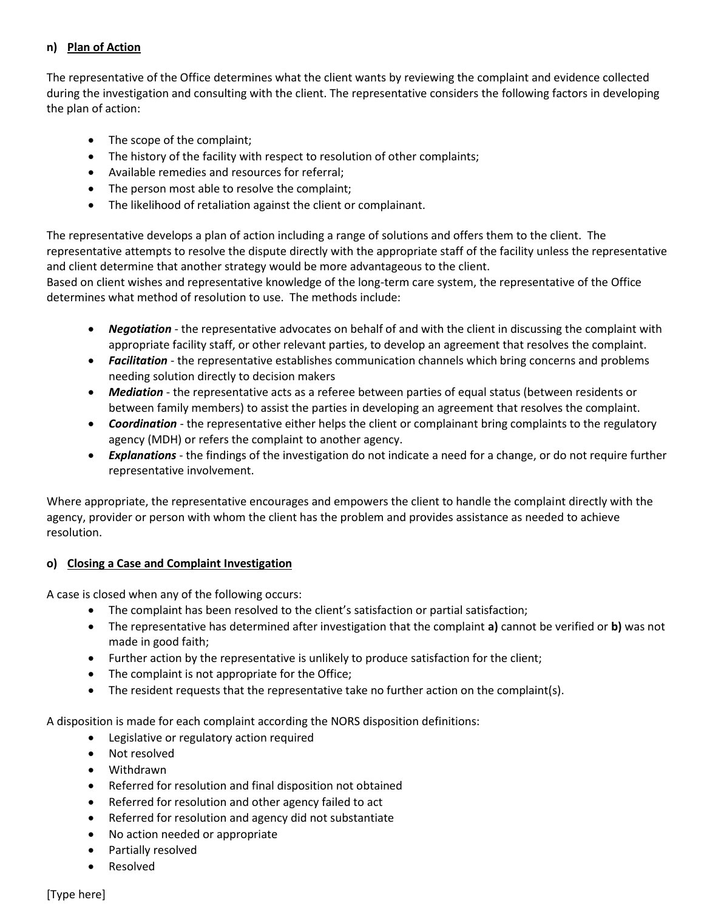**n) Plan of Action**

The representative of the Office determines what the client wants by reviewing the complaint and evidence collected during the investigation and consulting with the client. The representative considers the following factors in developing the plan of action:

- The scope of the complaint;
- The history of the facility with respect to resolution of other complaints;
- Available remedies and resources for referral;
- The person most able to resolve the complaint;
- The likelihood of retaliation against the client or complainant.

The representative develops a plan of action including a range of solutions and offers them to the client. The representative attempts to resolve the dispute directly with the appropriate staff of the facility unless the representative and client determine that another strategy would be more advantageous to the client.
Based on client wishes and representative knowledge of the long-term care system, the representative of the Office determines what method of resolution to use. The methods include:

- ***Negotiation*** - the representative advocates on behalf of and with the client in discussing the complaint with appropriate facility staff, or other relevant parties, to develop an agreement that resolves the complaint.
- ***Facilitation*** - the representative establishes communication channels which bring concerns and problems needing solution directly to decision makers
- ***Mediation*** - the representative acts as a referee between parties of equal status (between residents or between family members) to assist the parties in developing an agreement that resolves the complaint.
- ***Coordination*** - the representative either helps the client or complainant bring complaints to the regulatory agency (MDH) or refers the complaint to another agency.
- ***Explanations*** - the findings of the investigation do not indicate a need for a change, or do not require further representative involvement.

Where appropriate, the representative encourages and empowers the client to handle the complaint directly with the agency, provider or person with whom the client has the problem and provides assistance as needed to achieve resolution.

**o) Closing a Case and Complaint Investigation**

A case is closed when any of the following occurs:

- The complaint has been resolved to the client's satisfaction or partial satisfaction;
- The representative has determined after investigation that the complaint **a)** cannot be verified or **b)** was not made in good faith;
- Further action by the representative is unlikely to produce satisfaction for the client;
- The complaint is not appropriate for the Office;
- The resident requests that the representative take no further action on the complaint(s).

A disposition is made for each complaint according the NORS disposition definitions:

- Legislative or regulatory action required
- Not resolved
- Withdrawn
- Referred for resolution and final disposition not obtained
- Referred for resolution and other agency failed to act
- Referred for resolution and agency did not substantiate
- No action needed or appropriate
- Partially resolved
- Resolved

[Type here]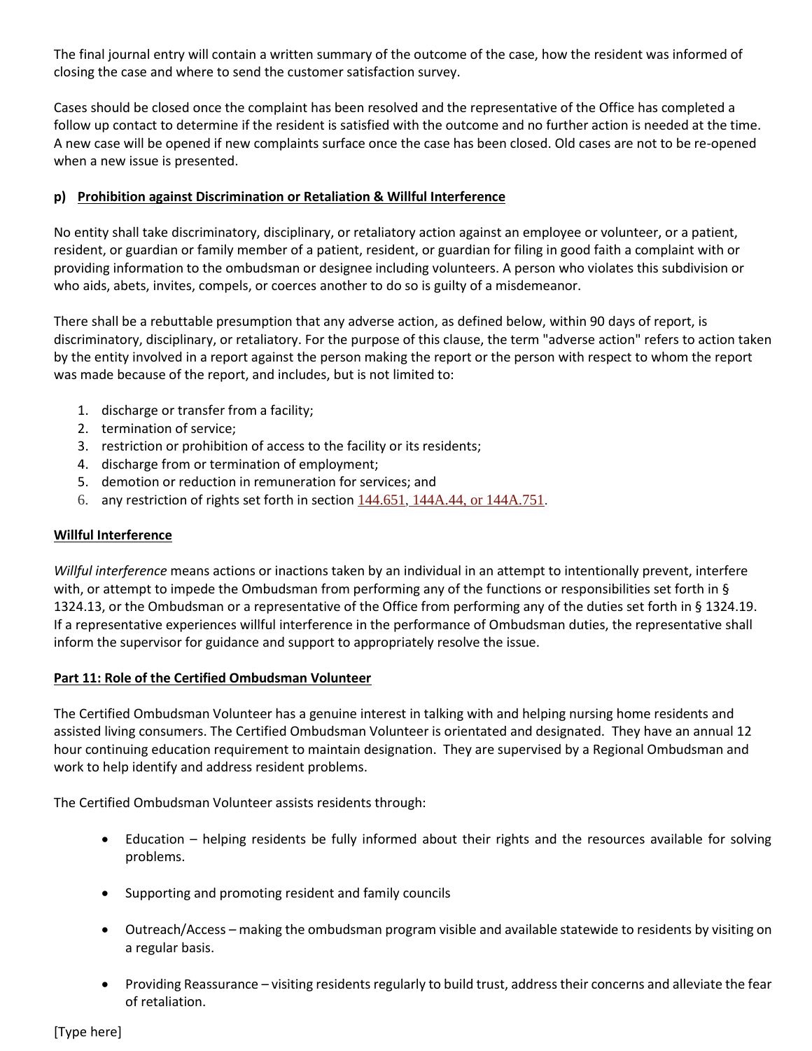The final journal entry will contain a written summary of the outcome of the case, how the resident was informed of closing the case and where to send the customer satisfaction survey.

Cases should be closed once the complaint has been resolved and the representative of the Office has completed a follow up contact to determine if the resident is satisfied with the outcome and no further action is needed at the time. A new case will be opened if new complaints surface once the case has been closed. Old cases are not to be re-opened when a new issue is presented.

**p) Prohibition against Discrimination or Retaliation & Willful Interference**

No entity shall take discriminatory, disciplinary, or retaliatory action against an employee or volunteer, or a patient, resident, or guardian or family member of a patient, resident, or guardian for filing in good faith a complaint with or providing information to the ombudsman or designee including volunteers. A person who violates this subdivision or who aids, abets, invites, compels, or coerces another to do so is guilty of a misdemeanor.

There shall be a rebuttable presumption that any adverse action, as defined below, within 90 days of report, is discriminatory, disciplinary, or retaliatory. For the purpose of this clause, the term "adverse action" refers to action taken by the entity involved in a report against the person making the report or the person with respect to whom the report was made because of the report, and includes, but is not limited to:

1. discharge or transfer from a facility;
2. termination of service;
3. restriction or prohibition of access to the facility or its residents;
4. discharge from or termination of employment;
5. demotion or reduction in remuneration for services; and
6. any restriction of rights set forth in section 144.651, 144A.44, or 144A.751.

**Willful Interference**

*Willful interference* means actions or inactions taken by an individual in an attempt to intentionally prevent, interfere with, or attempt to impede the Ombudsman from performing any of the functions or responsibilities set forth in § 1324.13, or the Ombudsman or a representative of the Office from performing any of the duties set forth in § 1324.19. If a representative experiences willful interference in the performance of Ombudsman duties, the representative shall inform the supervisor for guidance and support to appropriately resolve the issue.

**Part 11: Role of the Certified Ombudsman Volunteer**

The Certified Ombudsman Volunteer has a genuine interest in talking with and helping nursing home residents and assisted living consumers. The Certified Ombudsman Volunteer is orientated and designated. They have an annual 12 hour continuing education requirement to maintain designation. They are supervised by a Regional Ombudsman and work to help identify and address resident problems.

The Certified Ombudsman Volunteer assists residents through:

- Education – helping residents be fully informed about their rights and the resources available for solving problems.
- Supporting and promoting resident and family councils
- Outreach/Access – making the ombudsman program visible and available statewide to residents by visiting on a regular basis.
- Providing Reassurance – visiting residents regularly to build trust, address their concerns and alleviate the fear of retaliation.

[Type here]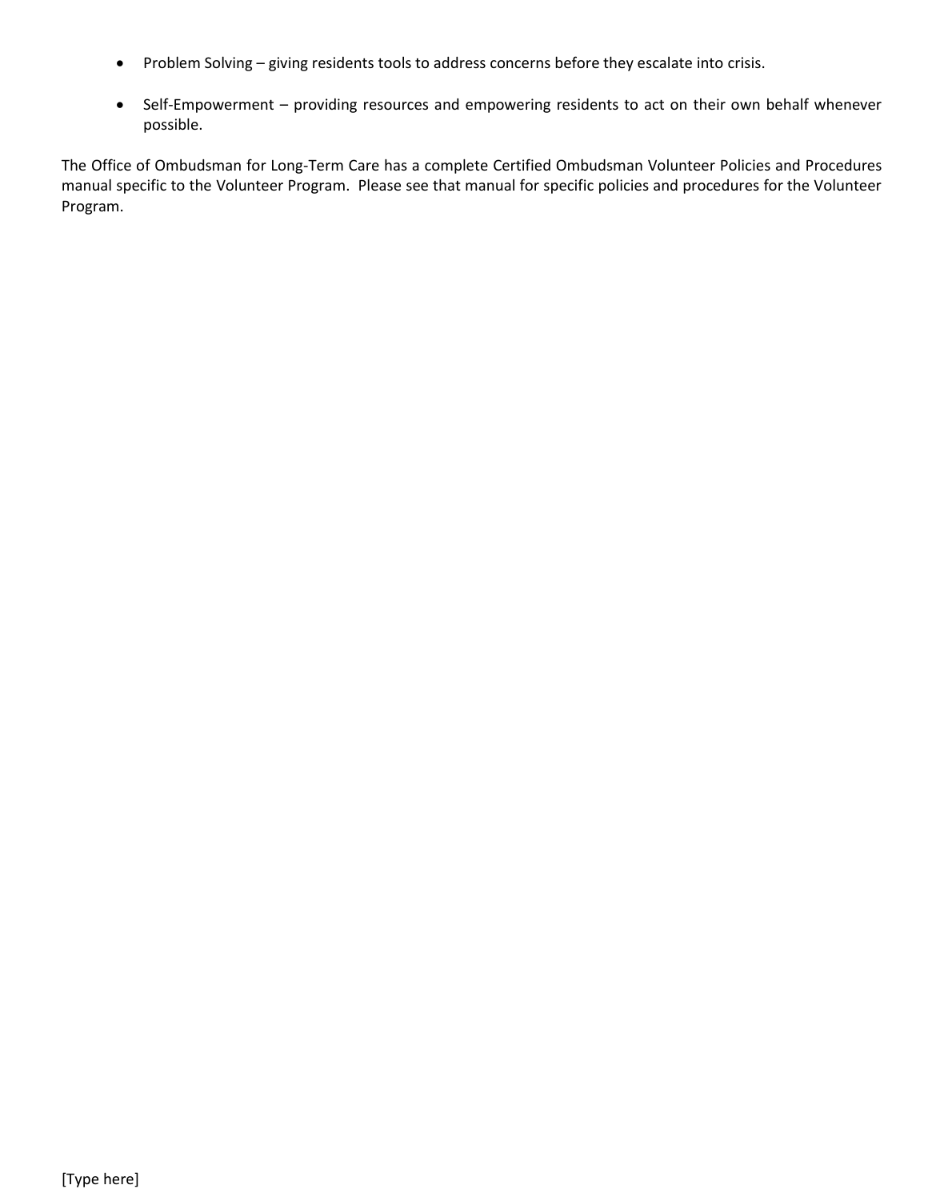- Problem Solving – giving residents tools to address concerns before they escalate into crisis.

- Self-Empowerment – providing resources and empowering residents to act on their own behalf whenever possible.

The Office of Ombudsman for Long-Term Care has a complete Certified Ombudsman Volunteer Policies and Procedures manual specific to the Volunteer Program. Please see that manual for specific policies and procedures for the Volunteer Program.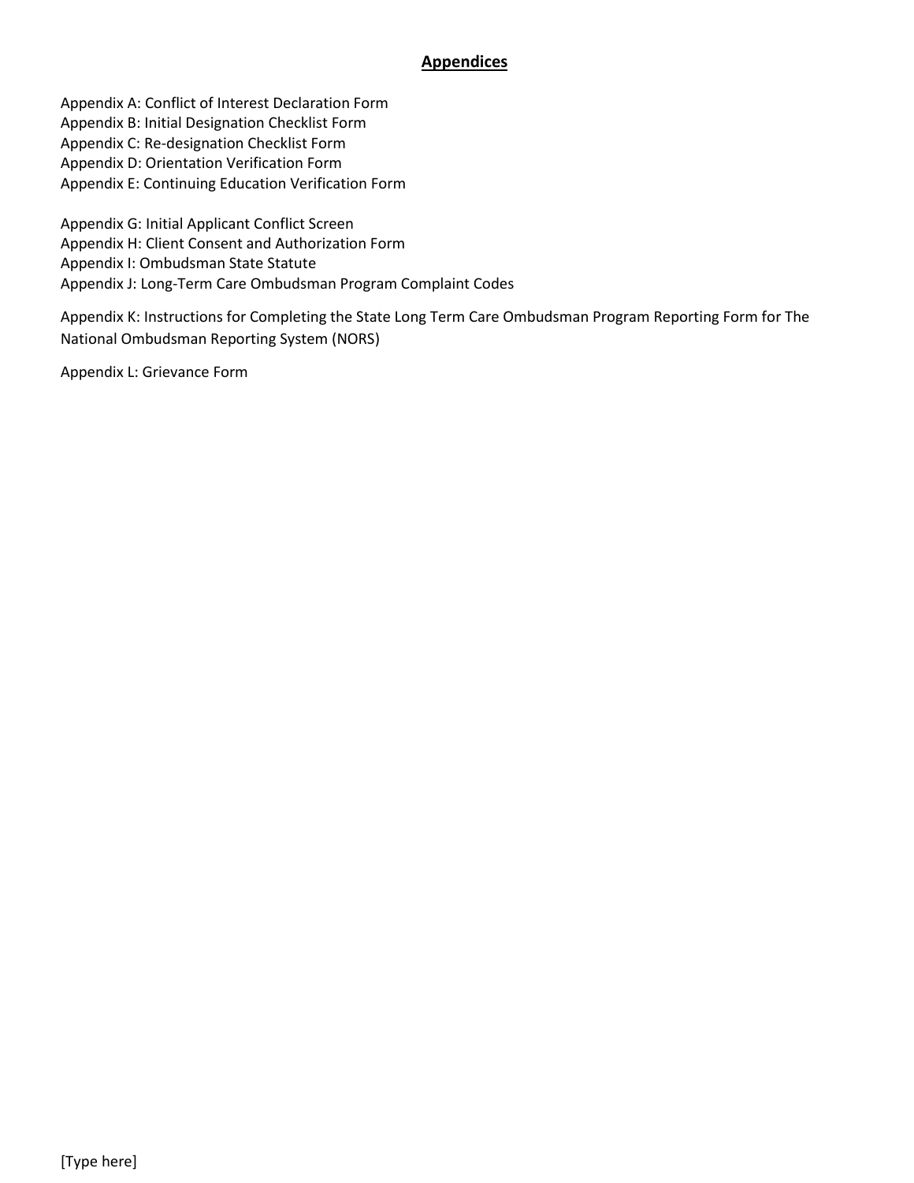## Appendices

Appendix A: Conflict of Interest Declaration Form
Appendix B: Initial Designation Checklist Form
Appendix C: Re-designation Checklist Form
Appendix D: Orientation Verification Form
Appendix E: Continuing Education Verification Form

Appendix G: Initial Applicant Conflict Screen
Appendix H: Client Consent and Authorization Form
Appendix I: Ombudsman State Statute
Appendix J: Long-Term Care Ombudsman Program Complaint Codes

Appendix K: Instructions for Completing the State Long Term Care Ombudsman Program Reporting Form for The National Ombudsman Reporting System (NORS)

Appendix L: Grievance Form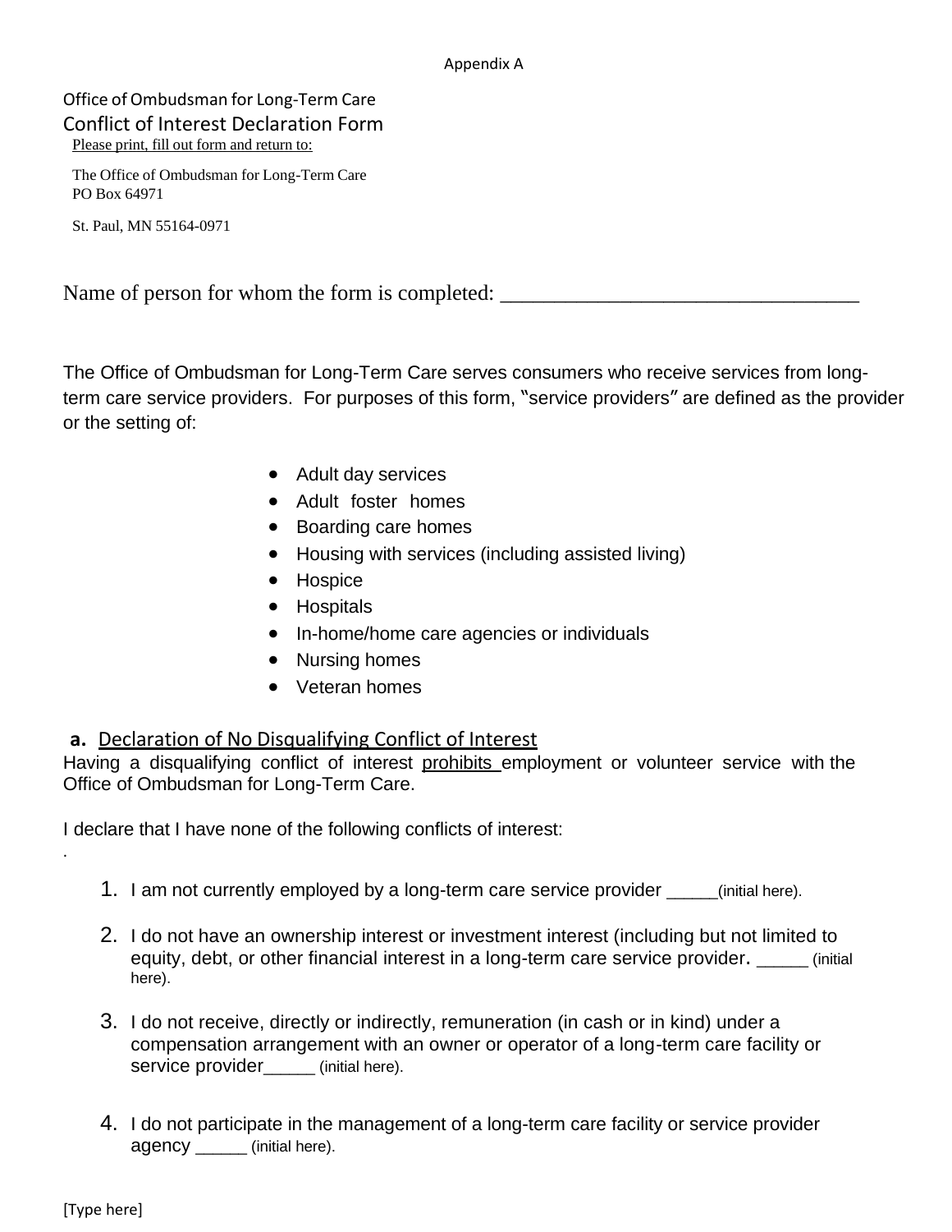Appendix A

Office of Ombudsman for Long-Term Care

## Conflict of Interest Declaration Form

Please print, fill out form and return to:

The Office of Ombudsman for Long-Term Care
PO Box 64971

St. Paul, MN 55164-0971

Name of person for whom the form is completed: _________________________________

The Office of Ombudsman for Long-Term Care serves consumers who receive services from long-term care service providers. For purposes of this form, "service providers" are defined as the provider or the setting of:

- Adult day services
- Adult foster homes
- Boarding care homes
- Housing with services (including assisted living)
- Hospice
- Hospitals
- In-home/home care agencies or individuals
- Nursing homes
- Veteran homes

### a. Declaration of No Disqualifying Conflict of Interest

Having a disqualifying conflict of interest prohibits employment or volunteer service with the Office of Ombudsman for Long-Term Care.

I declare that I have none of the following conflicts of interest:

1. I am not currently employed by a long-term care service provider _____(initial here).
2. I do not have an ownership interest or investment interest (including but not limited to equity, debt, or other financial interest in a long-term care service provider. _____ (initial here).
3. I do not receive, directly or indirectly, remuneration (in cash or in kind) under a compensation arrangement with an owner or operator of a long-term care facility or service provider_____ (initial here).
4. I do not participate in the management of a long-term care facility or service provider agency _____ (initial here).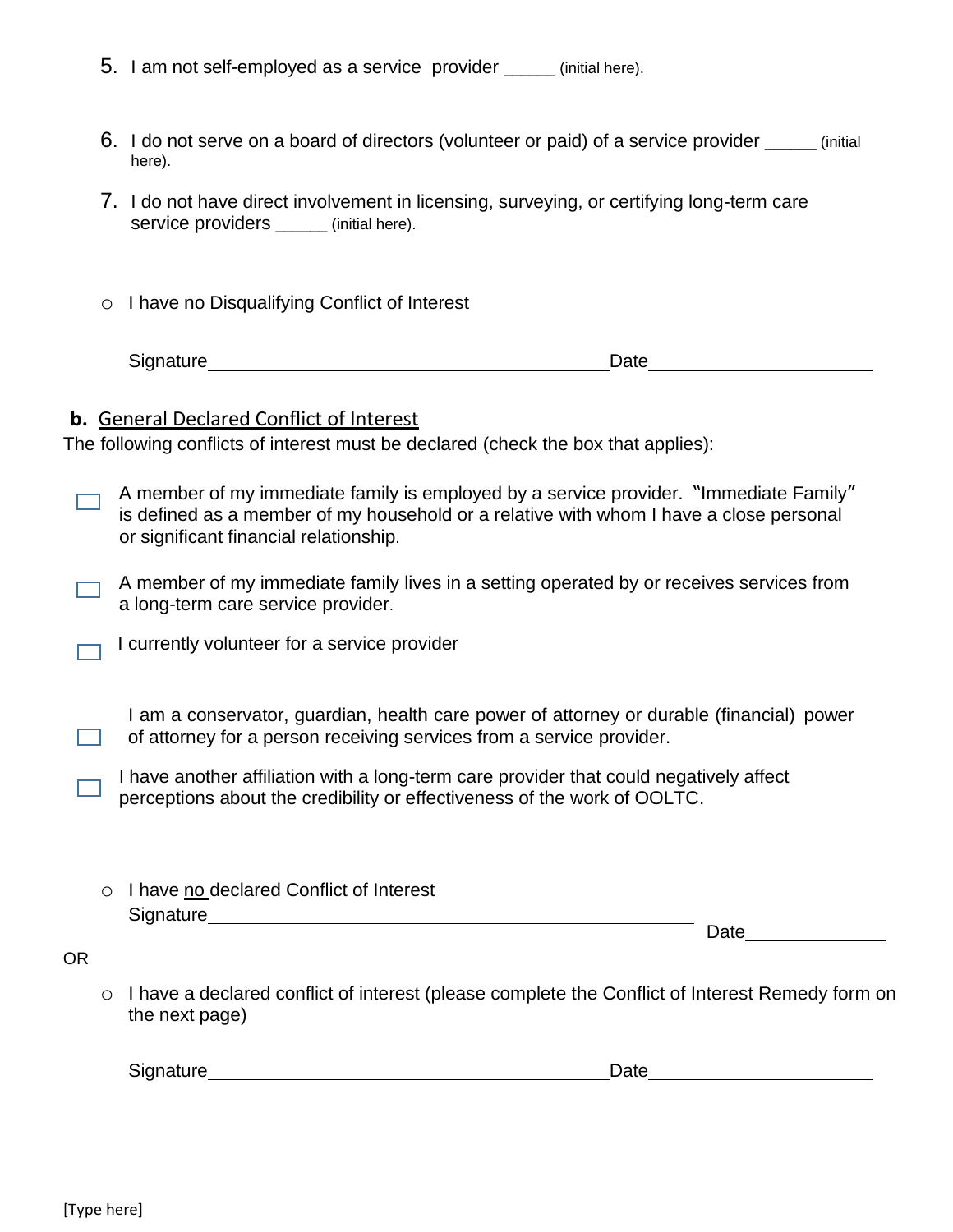5. I am not self-employed as a service provider _____ (initial here).

6. I do not serve on a board of directors (volunteer or paid) of a service provider _____ (initial here).

7. I do not have direct involvement in licensing, surveying, or certifying long-term care service providers _____ (initial here).

- ○ I have no Disqualifying Conflict of Interest

Signature________________________________________ Date______________________

**b.** General Declared Conflict of Interest

The following conflicts of interest must be declared (check the box that applies):

- ☐ A member of my immediate family is employed by a service provider. "Immediate Family" is defined as a member of my household or a relative with whom I have a close personal or significant financial relationship.
- ☐ A member of my immediate family lives in a setting operated by or receives services from a long-term care service provider.
- ☐ I currently volunteer for a service provider
- ☐ I am a conservator, guardian, health care power of attorney or durable (financial) power of attorney for a person receiving services from a service provider.
- ☐ I have another affiliation with a long-term care provider that could negatively affect perceptions about the credibility or effectiveness of the work of OOLTC.

- ○ I have no declared Conflict of Interest

Signature________________________________________ Date______________

OR

- ○ I have a declared conflict of interest (please complete the Conflict of Interest Remedy form on the next page)

Signature________________________________________ Date______________________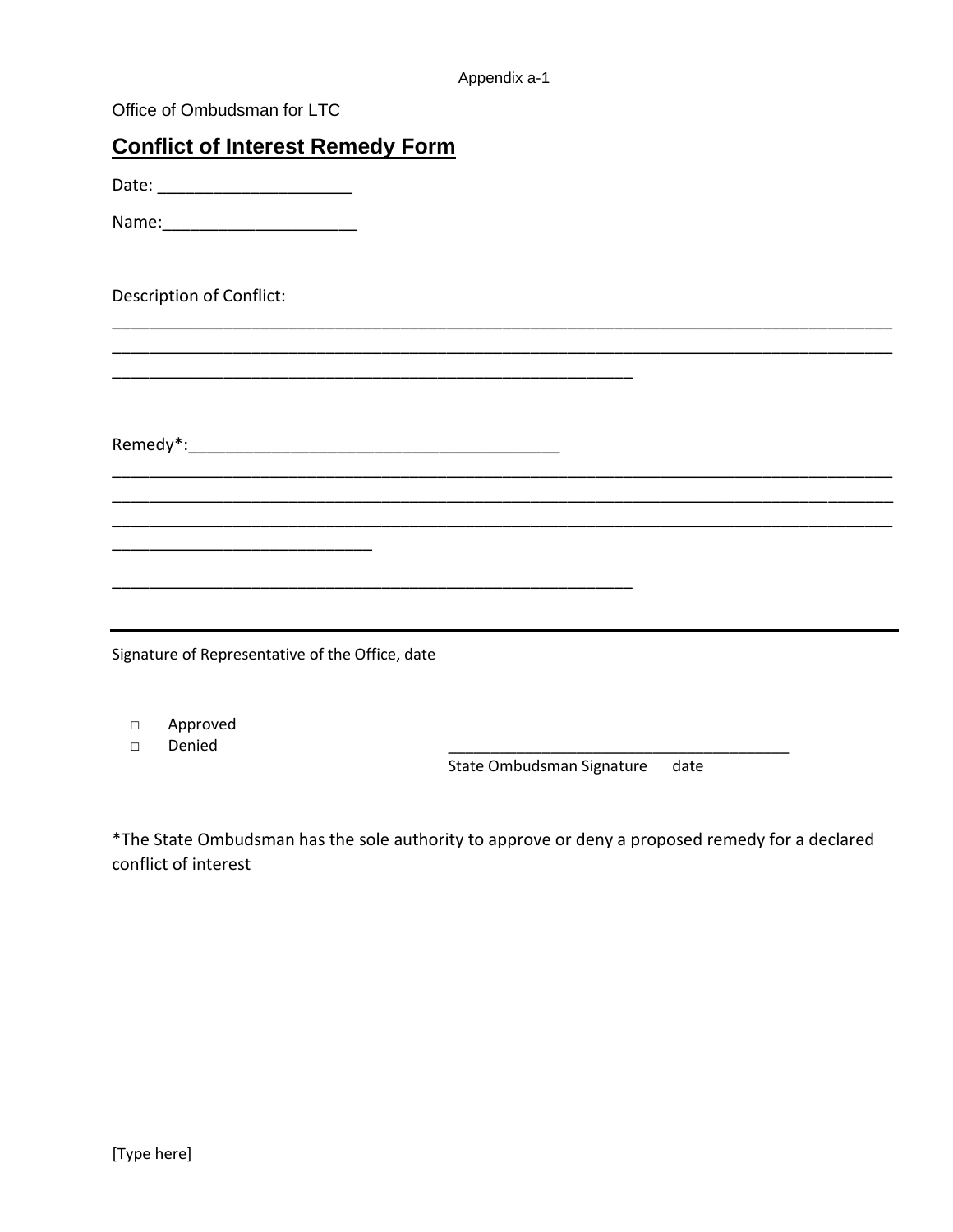Appendix a-1

Office of Ombudsman for LTC

## Conflict of Interest Remedy Form

Date: _____________________

Name:_____________________

Description of Conflict:
_______________________________________________________________________________________
_______________________________________________________________________________________
__________________________________________________________

Remedy*:________________________________________
_______________________________________________________________________________________
_______________________________________________________________________________________
_______________________________________________________________________________________
_____________________________

__________________________________________________________

_______________________________________________________________________________________

Signature of Representative of the Office, date

- □ Approved
- □ Denied

________________________________________
State Ombudsman Signature date

*The State Ombudsman has the sole authority to approve or deny a proposed remedy for a declared conflict of interest

[Type here]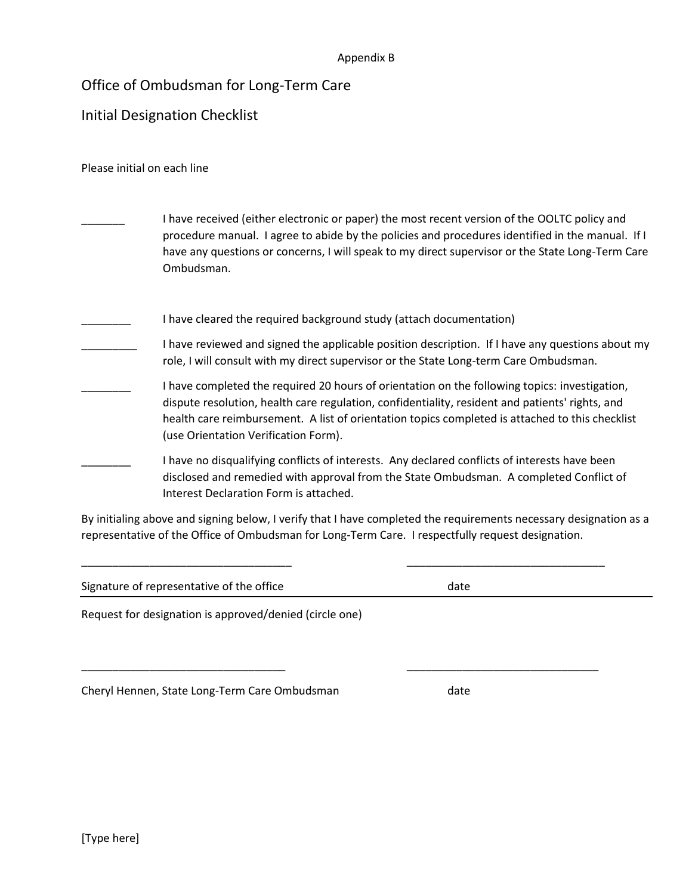Appendix B

# Office of Ombudsman for Long-Term Care

## Initial Designation Checklist

Please initial on each line

_______ I have received (either electronic or paper) the most recent version of the OOLTC policy and procedure manual. I agree to abide by the policies and procedures identified in the manual. If I have any questions or concerns, I will speak to my direct supervisor or the State Long-Term Care Ombudsman.

________ I have cleared the required background study (attach documentation)

_________ I have reviewed and signed the applicable position description. If I have any questions about my role, I will consult with my direct supervisor or the State Long-term Care Ombudsman.

________ I have completed the required 20 hours of orientation on the following topics: investigation, dispute resolution, health care regulation, confidentiality, resident and patients' rights, and health care reimbursement. A list of orientation topics completed is attached to this checklist (use Orientation Verification Form).

________ I have no disqualifying conflicts of interests. Any declared conflicts of interests have been disclosed and remedied with approval from the State Ombudsman. A completed Conflict of Interest Declaration Form is attached.

By initialing above and signing below, I verify that I have completed the requirements necessary designation as a representative of the Office of Ombudsman for Long-Term Care. I respectfully request designation.

__________________________________ __________________________________

Signature of representative of the office date

---

Request for designation is approved/denied (circle one)

_________________________________ ________________________________

Cheryl Hennen, State Long-Term Care Ombudsman date

[Type here]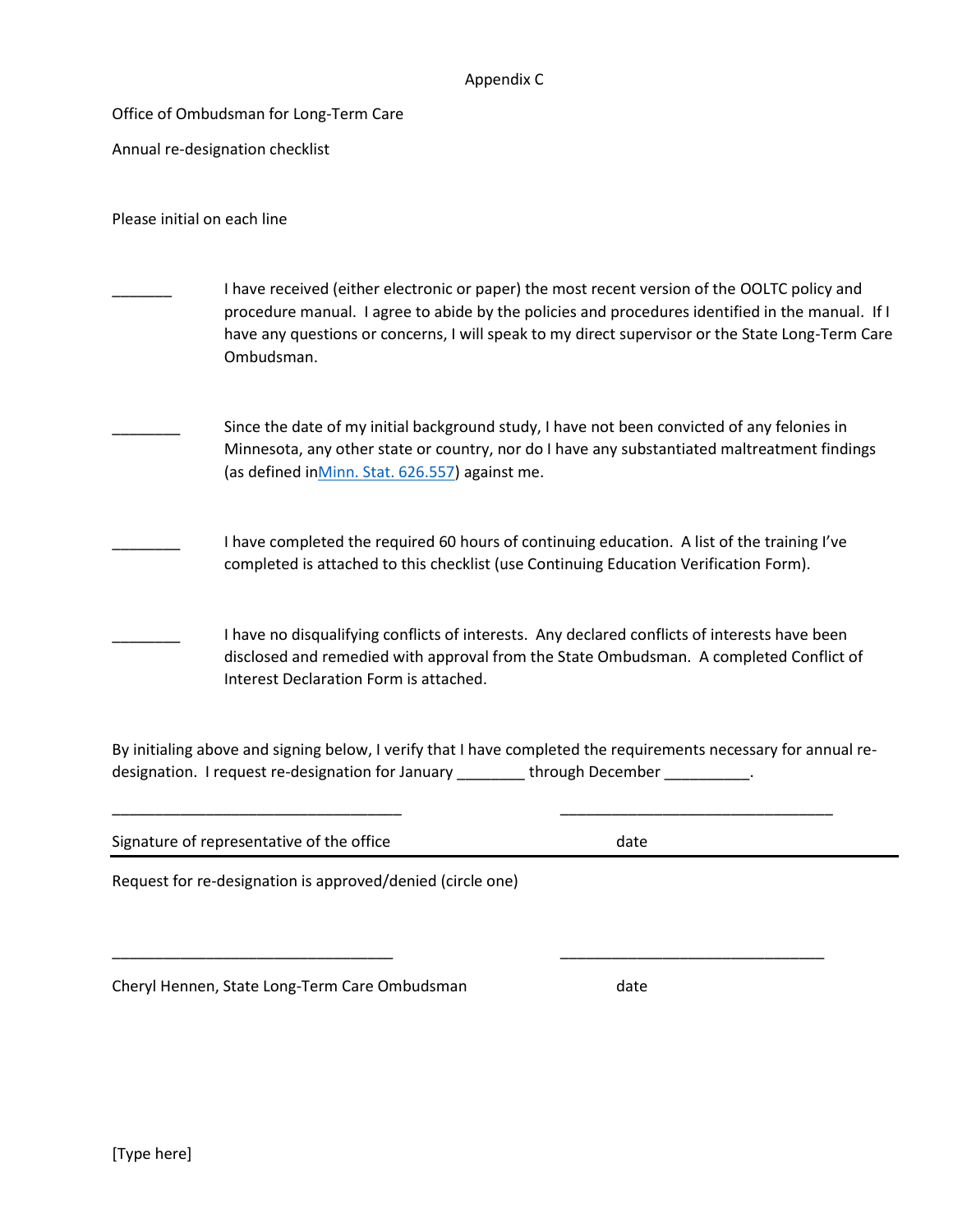Appendix C

Office of Ombudsman for Long-Term Care

Annual re-designation checklist

Please initial on each line

_______ I have received (either electronic or paper) the most recent version of the OOLTC policy and procedure manual. I agree to abide by the policies and procedures identified in the manual. If I have any questions or concerns, I will speak to my direct supervisor or the State Long-Term Care Ombudsman.

________ Since the date of my initial background study, I have not been convicted of any felonies in Minnesota, any other state or country, nor do I have any substantiated maltreatment findings (as defined in Minn. Stat. 626.557) against me.

________ I have completed the required 60 hours of continuing education. A list of the training I've completed is attached to this checklist (use Continuing Education Verification Form).

________ I have no disqualifying conflicts of interests. Any declared conflicts of interests have been disclosed and remedied with approval from the State Ombudsman. A completed Conflict of Interest Declaration Form is attached.

By initialing above and signing below, I verify that I have completed the requirements necessary for annual re-designation. I request re-designation for January ________ through December __________.

__________________________________ __________________________________

Signature of representative of the office date

---

Request for re-designation is approved/denied (circle one)

__________________________________ __________________________________

Cheryl Hennen, State Long-Term Care Ombudsman date

[Type here]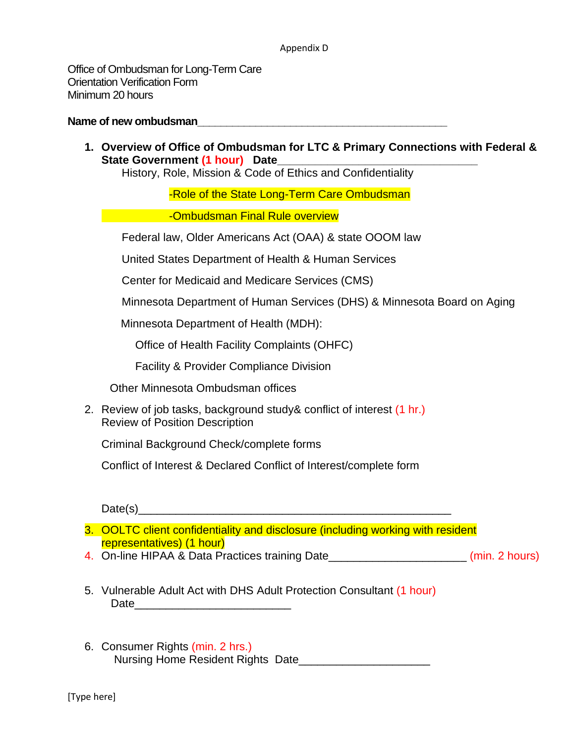Appendix D

Office of Ombudsman for Long-Term Care
Orientation Verification Form
Minimum 20 hours

**Name of new ombudsman**___________________________________________

1. **Overview of Office of Ombudsman for LTC & Primary Connections with Federal & State Government (1 hour) Date**__________________________________
   History, Role, Mission & Code of Ethics and Confidentiality

   -Role of the State Long-Term Care Ombudsman

   -Ombudsman Final Rule overview

   Federal law, Older Americans Act (OAA) & state OOOM law

   United States Department of Health & Human Services

   Center for Medicaid and Medicare Services (CMS)

   Minnesota Department of Human Services (DHS) & Minnesota Board on Aging

   Minnesota Department of Health (MDH):

   Office of Health Facility Complaints (OHFC)

   Facility & Provider Compliance Division

   Other Minnesota Ombudsman offices

2. Review of job tasks, background study& conflict of interest (1 hr.)
   Review of Position Description

   Criminal Background Check/complete forms

   Conflict of Interest & Declared Conflict of Interest/complete form

   Date(s)_____________________________________________________

3. OOLTC client confidentiality and disclosure (including working with resident representatives) (1 hour)
4. On-line HIPAA & Data Practices training Date_______________________ (min. 2 hours)

5. Vulnerable Adult Act with DHS Adult Protection Consultant (1 hour)
   Date___________________________

6. Consumer Rights (min. 2 hrs.)
   Nursing Home Resident Rights Date______________________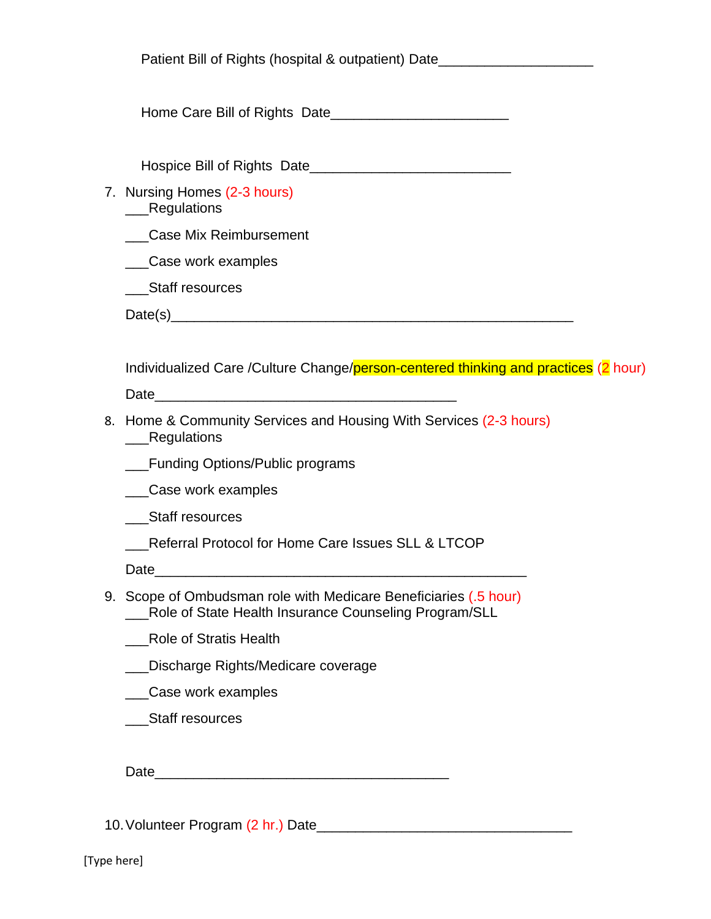Patient Bill of Rights (hospital & outpatient) Date____________________

Home Care Bill of Rights  Date______________________

Hospice Bill of Rights  Date_________________________

7. Nursing Homes (2-3 hours)

   ___Regulations

   ___Case Mix Reimbursement

   ___Case work examples

   ___Staff resources

   Date(s)__________________________________________________

   Individualized Care /Culture Change/person-centered thinking and practices (2 hour)

   Date_____________________________________

8. Home & Community Services and Housing With Services (2-3 hours)

   ___Regulations

   ___Funding Options/Public programs

   ___Case work examples

   ___Staff resources

   ___Referral Protocol for Home Care Issues SLL & LTCOP

   Date______________________________________________

9. Scope of Ombudsman role with Medicare Beneficiaries (.5 hour)

   ___Role of State Health Insurance Counseling Program/SLL

   ___Role of Stratis Health

   ___Discharge Rights/Medicare coverage

   ___Case work examples

   ___Staff resources

   Date____________________________________

10. Volunteer Program (2 hr.) Date________________________________

[Type here]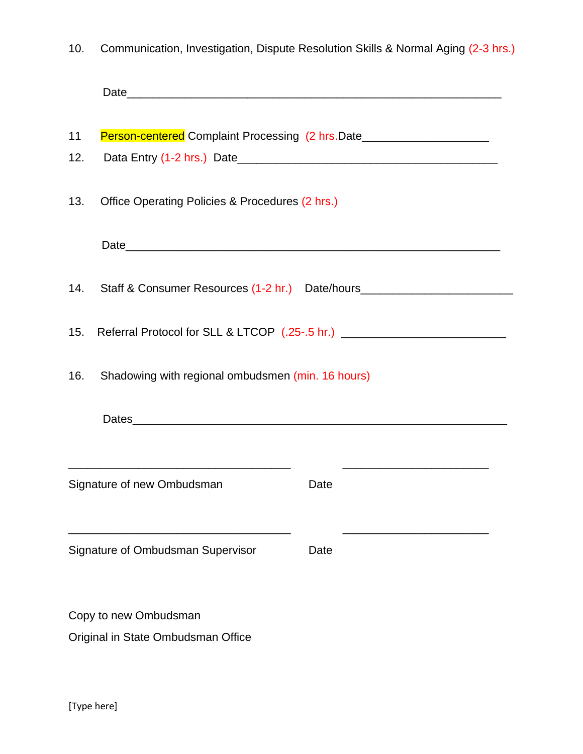10. Communication, Investigation, Dispute Resolution Skills & Normal Aging (2-3 hrs.)

    Date_______________________________________________________

11 Person-centered Complaint Processing (2 hrs.Date___________________

12. Data Entry (1-2 hrs.) Date_______________________________________

13. Office Operating Policies & Procedures (2 hrs.)

    Date_______________________________________________________

14. Staff & Consumer Resources (1-2 hr.) Date/hours_______________________

15. Referral Protocol for SLL & LTCOP (.25-.5 hr.) _________________________

16. Shadowing with regional ombudsmen (min. 16 hours)

    Dates______________________________________________________

___________________________________ ______________________

Signature of new Ombudsman Date

___________________________________ ______________________

Signature of Ombudsman Supervisor Date

Copy to new Ombudsman

Original in State Ombudsman Office

[Type here]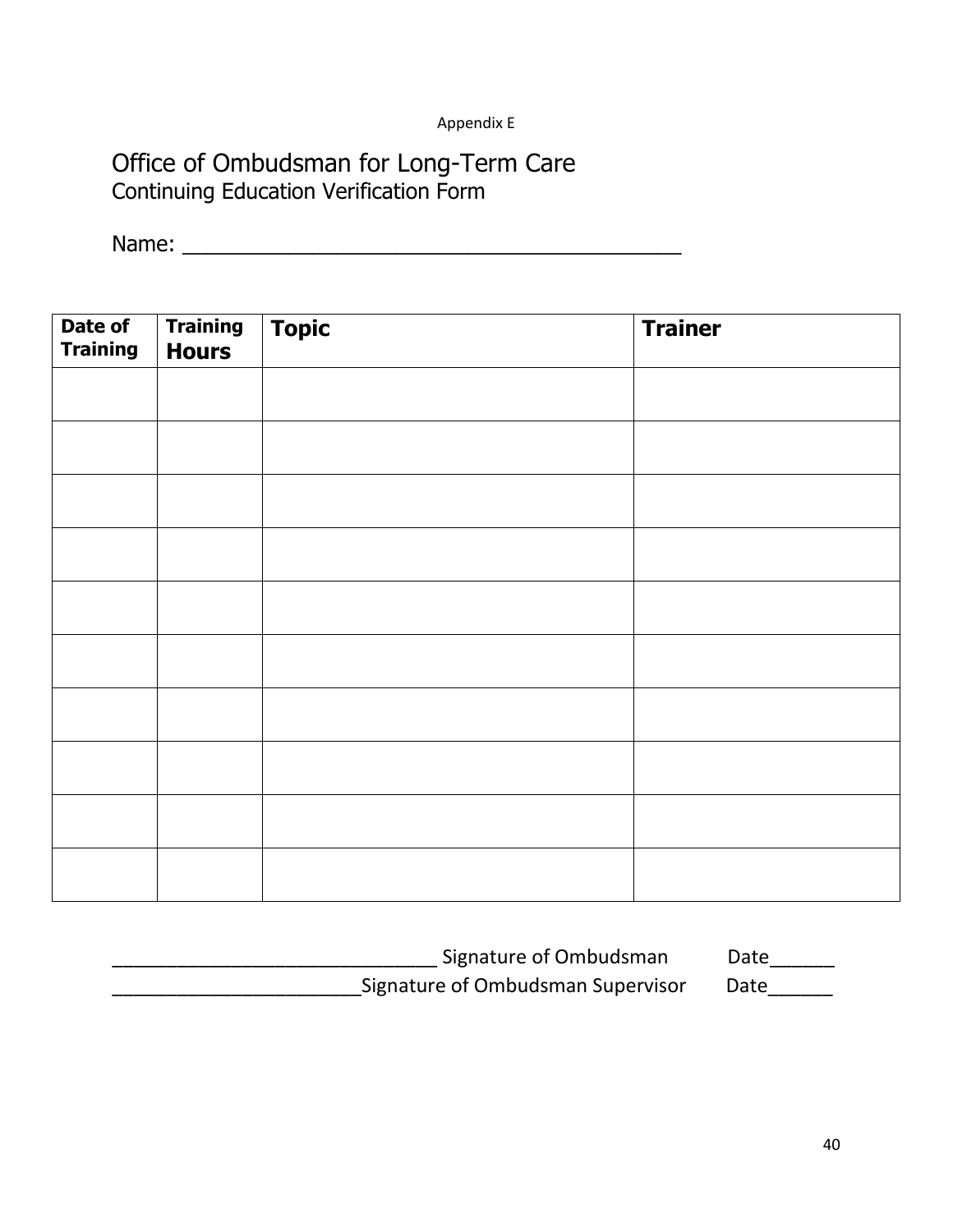Appendix E

# Office of Ombudsman for Long-Term Care

## Continuing Education Verification Form

Name: ___________________________________________

| Date of Training | Training Hours | Topic | Trainer |
|---|---|---|---|
| | | | |
| | | | |
| | | | |
| | | | |
| | | | |
| | | | |
| | | | |
| | | | |
| | | | |
| | | | |

_______________________________ Signature of Ombudsman Date______

________________________Signature of Ombudsman Supervisor Date______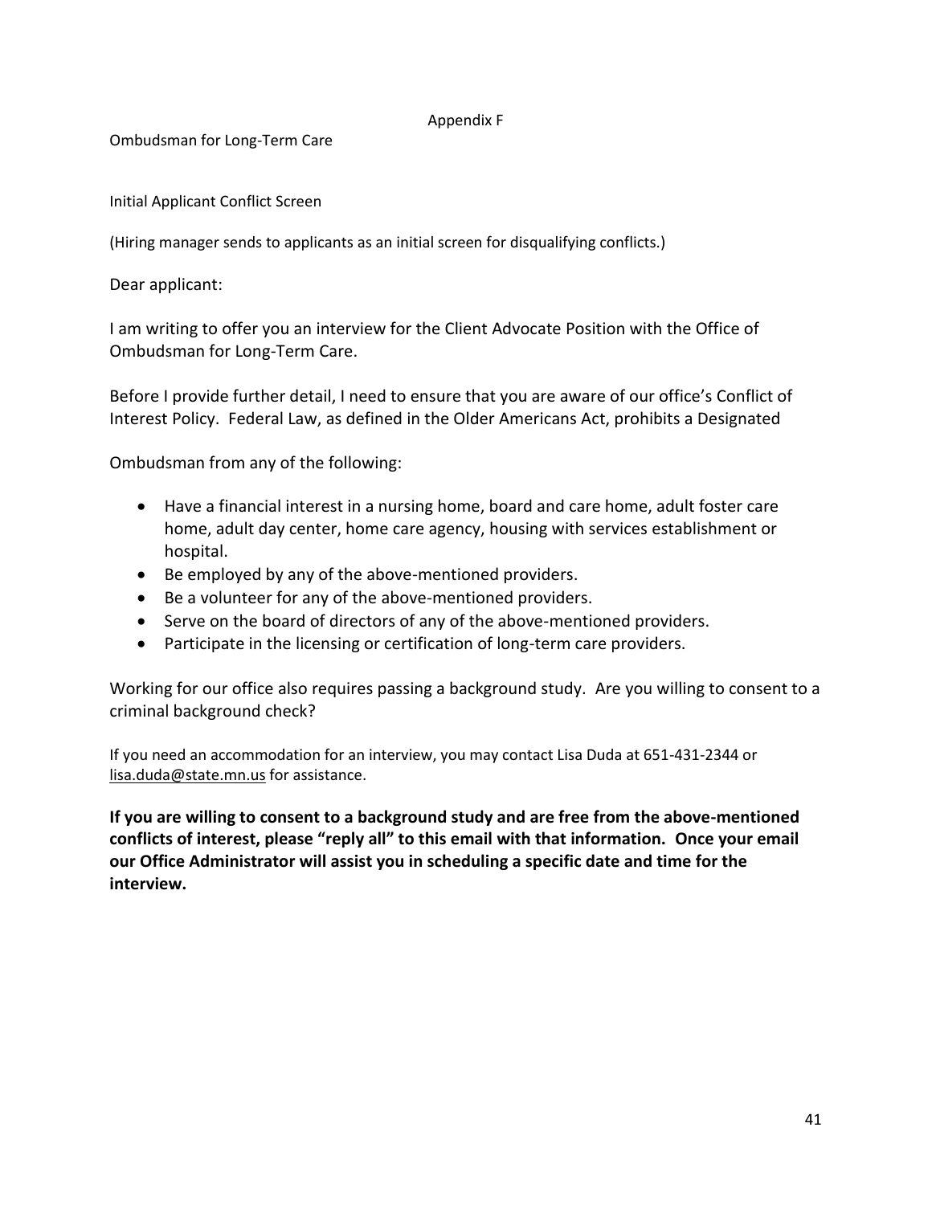Appendix F

Ombudsman for Long-Term Care

Initial Applicant Conflict Screen

(Hiring manager sends to applicants as an initial screen for disqualifying conflicts.)

Dear applicant:

I am writing to offer you an interview for the Client Advocate Position with the Office of Ombudsman for Long-Term Care.

Before I provide further detail, I need to ensure that you are aware of our office's Conflict of Interest Policy. Federal Law, as defined in the Older Americans Act, prohibits a Designated

Ombudsman from any of the following:

- Have a financial interest in a nursing home, board and care home, adult foster care home, adult day center, home care agency, housing with services establishment or hospital.
- Be employed by any of the above-mentioned providers.
- Be a volunteer for any of the above-mentioned providers.
- Serve on the board of directors of any of the above-mentioned providers.
- Participate in the licensing or certification of long-term care providers.

Working for our office also requires passing a background study. Are you willing to consent to a criminal background check?

If you need an accommodation for an interview, you may contact Lisa Duda at 651-431-2344 or lisa.duda@state.mn.us for assistance.

**If you are willing to consent to a background study and are free from the above-mentioned conflicts of interest, please "reply all" to this email with that information. Once your email our Office Administrator will assist you in scheduling a specific date and time for the interview.**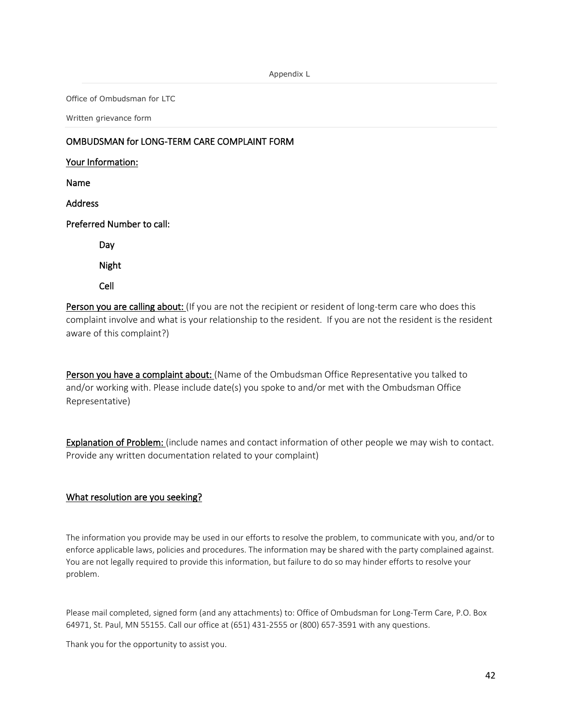Appendix L

Office of Ombudsman for LTC

Written grievance form

## OMBUDSMAN for LONG-TERM CARE COMPLAINT FORM

Your Information:

Name

Address

Preferred Number to call:

- Day
- Night
- Cell

Person you are calling about: (If you are not the recipient or resident of long-term care who does this complaint involve and what is your relationship to the resident. If you are not the resident is the resident aware of this complaint?)

Person you have a complaint about: (Name of the Ombudsman Office Representative you talked to and/or working with. Please include date(s) you spoke to and/or met with the Ombudsman Office Representative)

Explanation of Problem: (include names and contact information of other people we may wish to contact. Provide any written documentation related to your complaint)

What resolution are you seeking?

The information you provide may be used in our efforts to resolve the problem, to communicate with you, and/or to enforce applicable laws, policies and procedures. The information may be shared with the party complained against. You are not legally required to provide this information, but failure to do so may hinder efforts to resolve your problem.

Please mail completed, signed form (and any attachments) to: Office of Ombudsman for Long-Term Care, P.O. Box 64971, St. Paul, MN 55155. Call our office at (651) 431-2555 or (800) 657-3591 with any questions.

Thank you for the opportunity to assist you.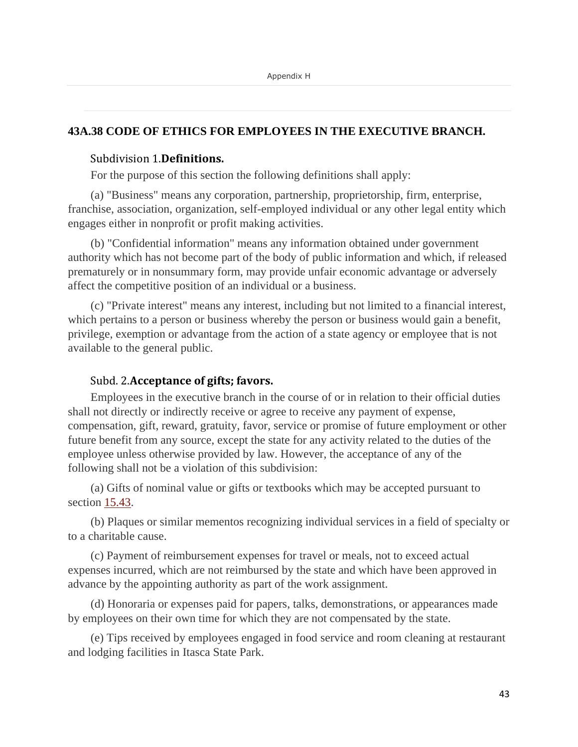## 43A.38 CODE OF ETHICS FOR EMPLOYEES IN THE EXECUTIVE BRANCH.

Subdivision 1.**Definitions.**

For the purpose of this section the following definitions shall apply:

(a) "Business" means any corporation, partnership, proprietorship, firm, enterprise, franchise, association, organization, self-employed individual or any other legal entity which engages either in nonprofit or profit making activities.

(b) "Confidential information" means any information obtained under government authority which has not become part of the body of public information and which, if released prematurely or in nonsummary form, may provide unfair economic advantage or adversely affect the competitive position of an individual or a business.

(c) "Private interest" means any interest, including but not limited to a financial interest, which pertains to a person or business whereby the person or business would gain a benefit, privilege, exemption or advantage from the action of a state agency or employee that is not available to the general public.

Subd. 2.**Acceptance of gifts; favors.**

Employees in the executive branch in the course of or in relation to their official duties shall not directly or indirectly receive or agree to receive any payment of expense, compensation, gift, reward, gratuity, favor, service or promise of future employment or other future benefit from any source, except the state for any activity related to the duties of the employee unless otherwise provided by law. However, the acceptance of any of the following shall not be a violation of this subdivision:

(a) Gifts of nominal value or gifts or textbooks which may be accepted pursuant to section 15.43.

(b) Plaques or similar mementos recognizing individual services in a field of specialty or to a charitable cause.

(c) Payment of reimbursement expenses for travel or meals, not to exceed actual expenses incurred, which are not reimbursed by the state and which have been approved in advance by the appointing authority as part of the work assignment.

(d) Honoraria or expenses paid for papers, talks, demonstrations, or appearances made by employees on their own time for which they are not compensated by the state.

(e) Tips received by employees engaged in food service and room cleaning at restaurant and lodging facilities in Itasca State Park.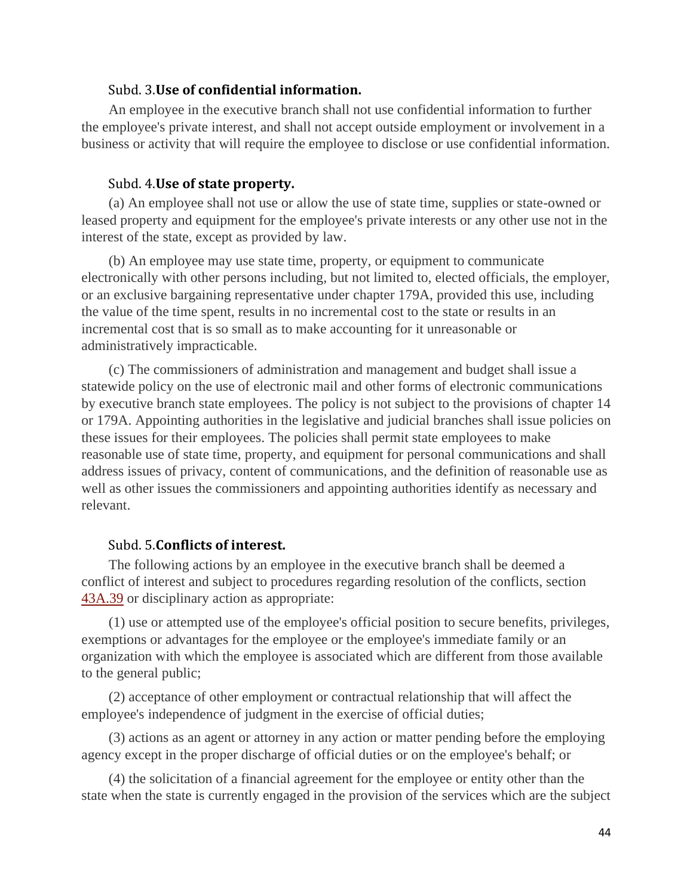### Subd. 3. **Use of confidential information.**

An employee in the executive branch shall not use confidential information to further the employee's private interest, and shall not accept outside employment or involvement in a business or activity that will require the employee to disclose or use confidential information.

### Subd. 4. **Use of state property.**

(a) An employee shall not use or allow the use of state time, supplies or state-owned or leased property and equipment for the employee's private interests or any other use not in the interest of the state, except as provided by law.

(b) An employee may use state time, property, or equipment to communicate electronically with other persons including, but not limited to, elected officials, the employer, or an exclusive bargaining representative under chapter 179A, provided this use, including the value of the time spent, results in no incremental cost to the state or results in an incremental cost that is so small as to make accounting for it unreasonable or administratively impracticable.

(c) The commissioners of administration and management and budget shall issue a statewide policy on the use of electronic mail and other forms of electronic communications by executive branch state employees. The policy is not subject to the provisions of chapter 14 or 179A. Appointing authorities in the legislative and judicial branches shall issue policies on these issues for their employees. The policies shall permit state employees to make reasonable use of state time, property, and equipment for personal communications and shall address issues of privacy, content of communications, and the definition of reasonable use as well as other issues the commissioners and appointing authorities identify as necessary and relevant.

### Subd. 5. **Conflicts of interest.**

The following actions by an employee in the executive branch shall be deemed a conflict of interest and subject to procedures regarding resolution of the conflicts, section 43A.39 or disciplinary action as appropriate:

(1) use or attempted use of the employee's official position to secure benefits, privileges, exemptions or advantages for the employee or the employee's immediate family or an organization with which the employee is associated which are different from those available to the general public;

(2) acceptance of other employment or contractual relationship that will affect the employee's independence of judgment in the exercise of official duties;

(3) actions as an agent or attorney in any action or matter pending before the employing agency except in the proper discharge of official duties or on the employee's behalf; or

(4) the solicitation of a financial agreement for the employee or entity other than the state when the state is currently engaged in the provision of the services which are the subject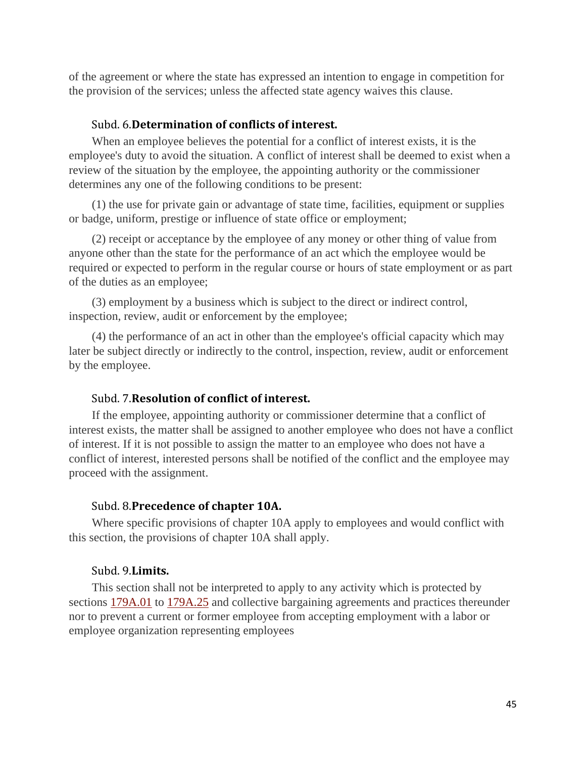of the agreement or where the state has expressed an intention to engage in competition for the provision of the services; unless the affected state agency waives this clause.

Subd. 6.**Determination of conflicts of interest.**

When an employee believes the potential for a conflict of interest exists, it is the employee's duty to avoid the situation. A conflict of interest shall be deemed to exist when a review of the situation by the employee, the appointing authority or the commissioner determines any one of the following conditions to be present:

(1) the use for private gain or advantage of state time, facilities, equipment or supplies or badge, uniform, prestige or influence of state office or employment;

(2) receipt or acceptance by the employee of any money or other thing of value from anyone other than the state for the performance of an act which the employee would be required or expected to perform in the regular course or hours of state employment or as part of the duties as an employee;

(3) employment by a business which is subject to the direct or indirect control, inspection, review, audit or enforcement by the employee;

(4) the performance of an act in other than the employee's official capacity which may later be subject directly or indirectly to the control, inspection, review, audit or enforcement by the employee.

Subd. 7.**Resolution of conflict of interest.**

If the employee, appointing authority or commissioner determine that a conflict of interest exists, the matter shall be assigned to another employee who does not have a conflict of interest. If it is not possible to assign the matter to an employee who does not have a conflict of interest, interested persons shall be notified of the conflict and the employee may proceed with the assignment.

Subd. 8.**Precedence of chapter 10A.**

Where specific provisions of chapter 10A apply to employees and would conflict with this section, the provisions of chapter 10A shall apply.

Subd. 9.**Limits.**

This section shall not be interpreted to apply to any activity which is protected by sections 179A.01 to 179A.25 and collective bargaining agreements and practices thereunder nor to prevent a current or former employee from accepting employment with a labor or employee organization representing employees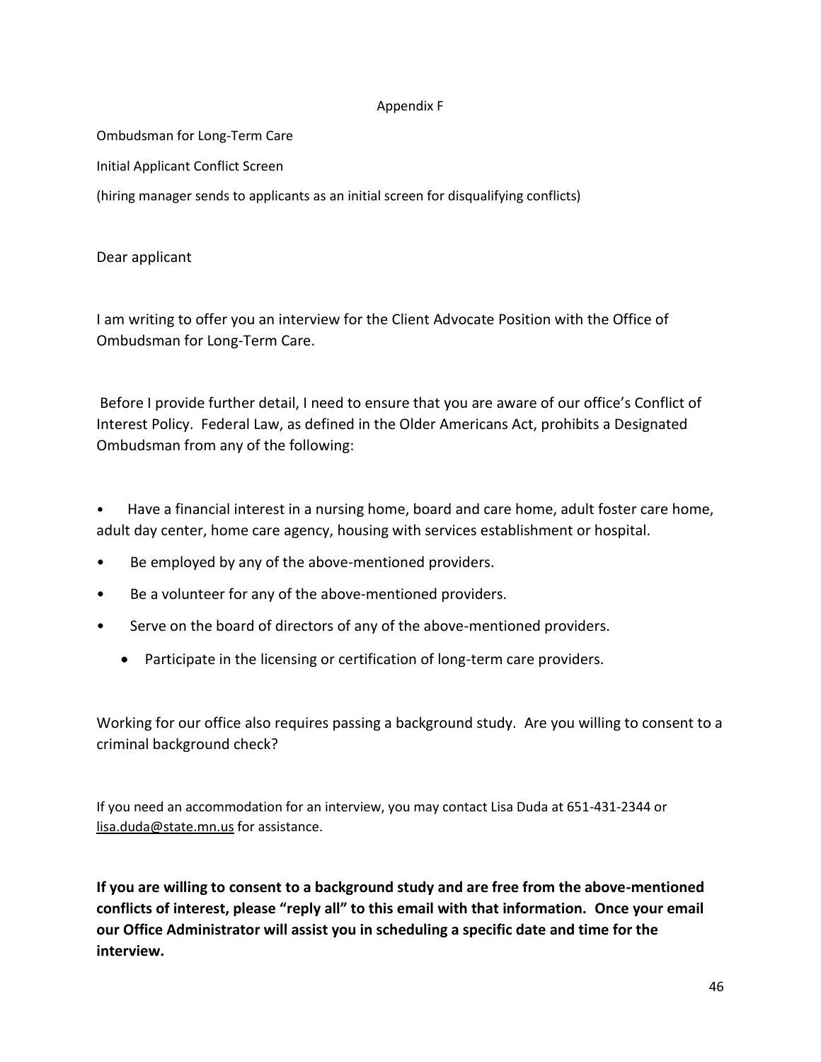Appendix F

Ombudsman for Long-Term Care

Initial Applicant Conflict Screen

(hiring manager sends to applicants as an initial screen for disqualifying conflicts)

Dear applicant

I am writing to offer you an interview for the Client Advocate Position with the Office of Ombudsman for Long-Term Care.

Before I provide further detail, I need to ensure that you are aware of our office's Conflict of Interest Policy. Federal Law, as defined in the Older Americans Act, prohibits a Designated Ombudsman from any of the following:

- Have a financial interest in a nursing home, board and care home, adult foster care home, adult day center, home care agency, housing with services establishment or hospital.
- Be employed by any of the above-mentioned providers.
- Be a volunteer for any of the above-mentioned providers.
- Serve on the board of directors of any of the above-mentioned providers.
  - Participate in the licensing or certification of long-term care providers.

Working for our office also requires passing a background study. Are you willing to consent to a criminal background check?

If you need an accommodation for an interview, you may contact Lisa Duda at 651-431-2344 or lisa.duda@state.mn.us for assistance.

**If you are willing to consent to a background study and are free from the above-mentioned conflicts of interest, please "reply all" to this email with that information. Once your email our Office Administrator will assist you in scheduling a specific date and time for the interview.**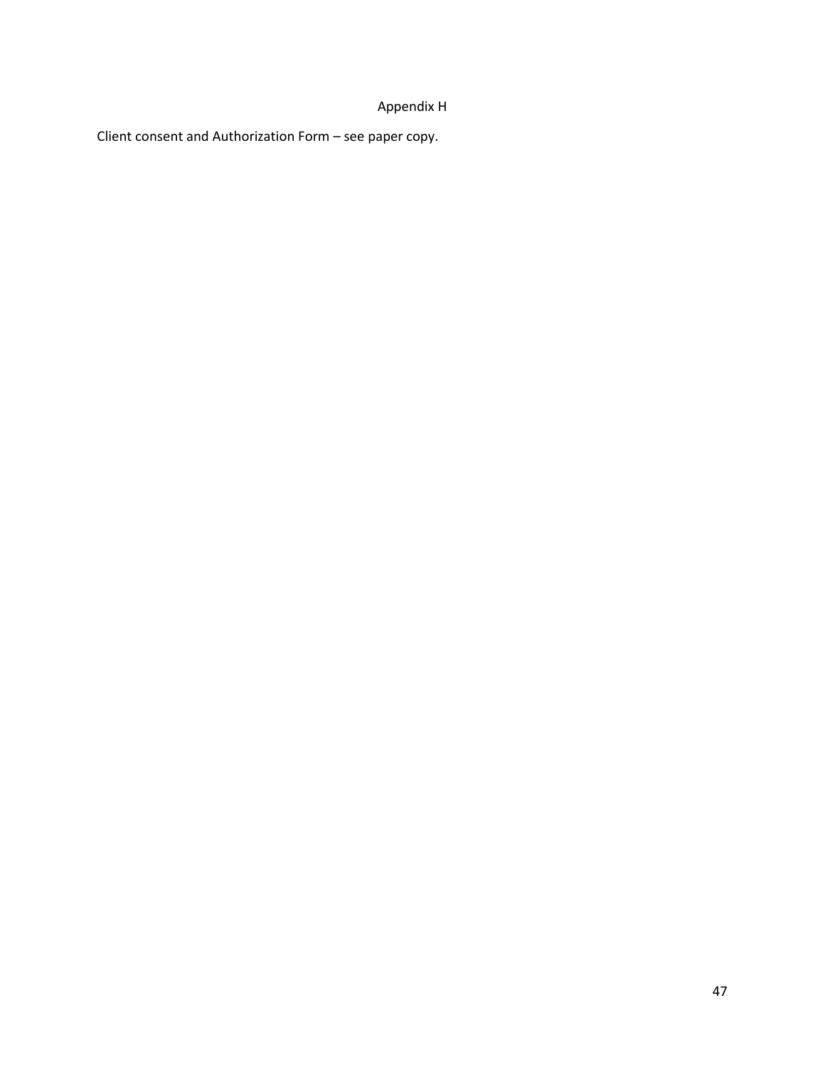# Appendix H

Client consent and Authorization Form – see paper copy.